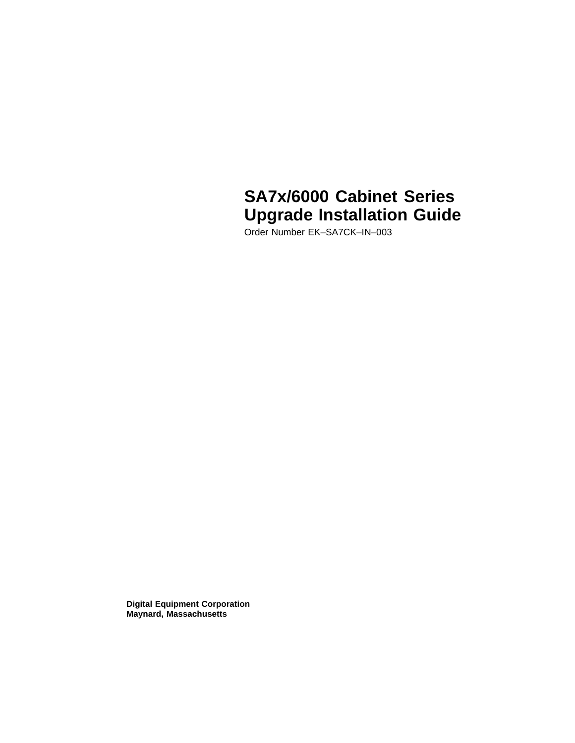# SA7x/6000 Cabinet Series Upgrade Installation Guide

Order Number EK–SA7CK–IN–003

**Digital Equipment Corporation**
**Maynard, Massachusetts**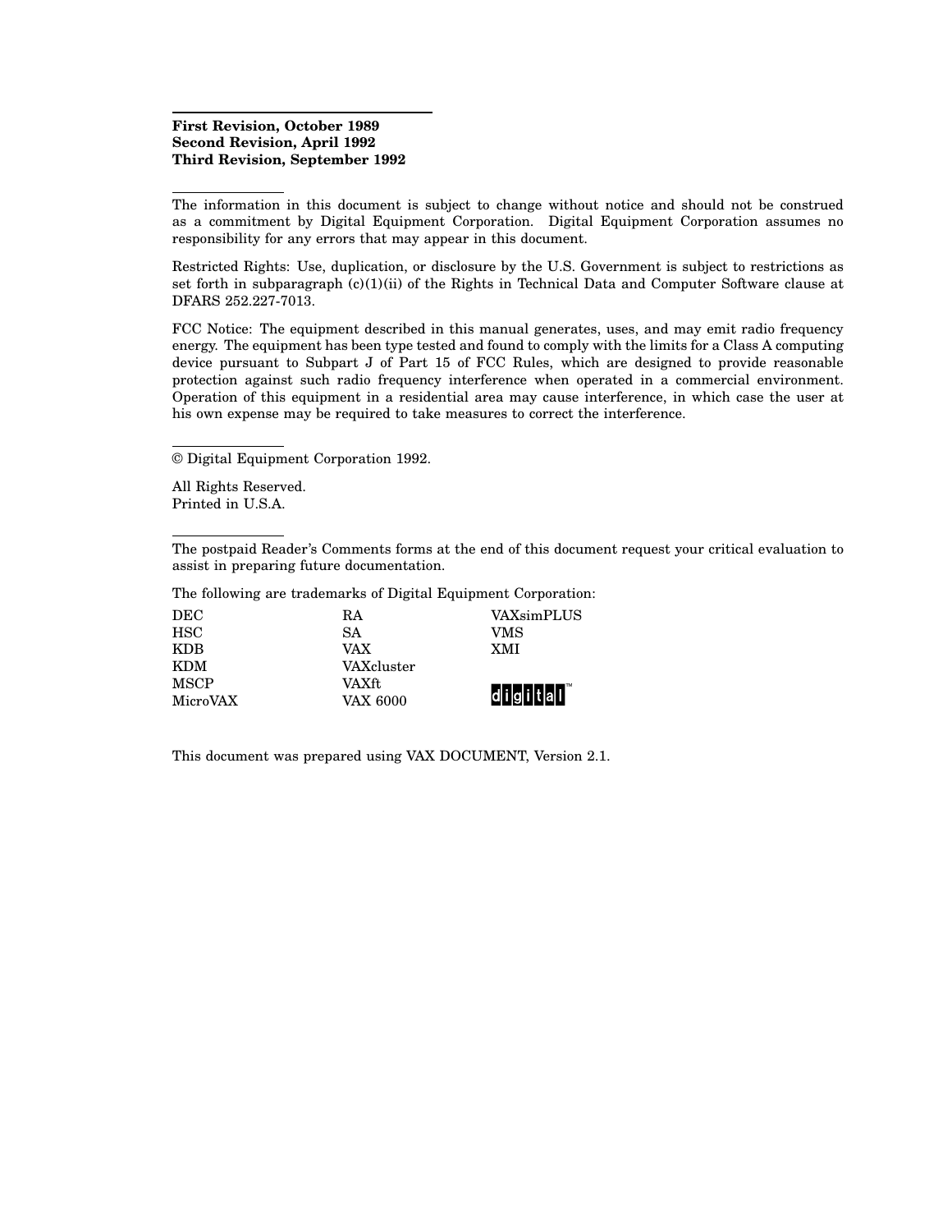**First Revision, October 1989**
**Second Revision, April 1992**
**Third Revision, September 1992**

---

The information in this document is subject to change without notice and should not be construed as a commitment by Digital Equipment Corporation. Digital Equipment Corporation assumes no responsibility for any errors that may appear in this document.

Restricted Rights: Use, duplication, or disclosure by the U.S. Government is subject to restrictions as set forth in subparagraph (c)(1)(ii) of the Rights in Technical Data and Computer Software clause at DFARS 252.227-7013.

FCC Notice: The equipment described in this manual generates, uses, and may emit radio frequency energy. The equipment has been type tested and found to comply with the limits for a Class A computing device pursuant to Subpart J of Part 15 of FCC Rules, which are designed to provide reasonable protection against such radio frequency interference when operated in a commercial environment. Operation of this equipment in a residential area may cause interference, in which case the user at his own expense may be required to take measures to correct the interference.

---

© Digital Equipment Corporation 1992.

All Rights Reserved.
Printed in U.S.A.

---

The postpaid Reader's Comments forms at the end of this document request your critical evaluation to assist in preparing future documentation.

The following are trademarks of Digital Equipment Corporation:

| | | |
|---|---|---|
| DEC | RA | VAXsimPLUS |
| HSC | SA | VMS |
| KDB | VAX | XMI |
| KDM | VAXcluster | |
| MSCP | VAXft | |
| MicroVAX | VAX 6000 | digital™ |

This document was prepared using VAX DOCUMENT, Version 2.1.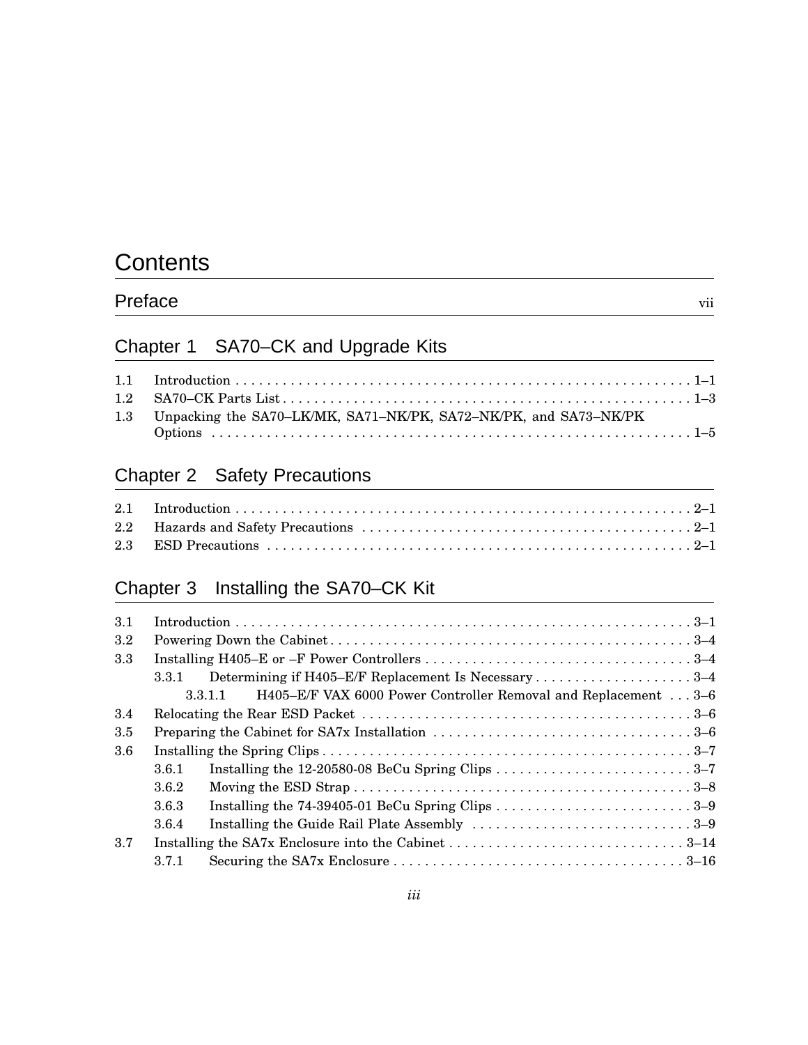# Contents

## Preface ... vii

## Chapter 1 SA70–CK and Upgrade Kits

1.1 Introduction ... 1–1
1.2 SA70–CK Parts List ... 1–3
1.3 Unpacking the SA70–LK/MK, SA71–NK/PK, SA72–NK/PK, and SA73–NK/PK Options ... 1–5

## Chapter 2 Safety Precautions

2.1 Introduction ... 2–1
2.2 Hazards and Safety Precautions ... 2–1
2.3 ESD Precautions ... 2–1

## Chapter 3 Installing the SA70–CK Kit

3.1 Introduction ... 3–1
3.2 Powering Down the Cabinet ... 3–4
3.3 Installing H405–E or –F Power Controllers ... 3–4
  3.3.1 Determining if H405–E/F Replacement Is Necessary ... 3–4
    3.3.1.1 H405–E/F VAX 6000 Power Controller Removal and Replacement ... 3–6
3.4 Relocating the Rear ESD Packet ... 3–6
3.5 Preparing the Cabinet for SA7x Installation ... 3–6
3.6 Installing the Spring Clips ... 3–7
  3.6.1 Installing the 12-20580-08 BeCu Spring Clips ... 3–7
  3.6.2 Moving the ESD Strap ... 3–8
  3.6.3 Installing the 74-39405-01 BeCu Spring Clips ... 3–9
  3.6.4 Installing the Guide Rail Plate Assembly ... 3–9
3.7 Installing the SA7x Enclosure into the Cabinet ... 3–14
  3.7.1 Securing the SA7x Enclosure ... 3–16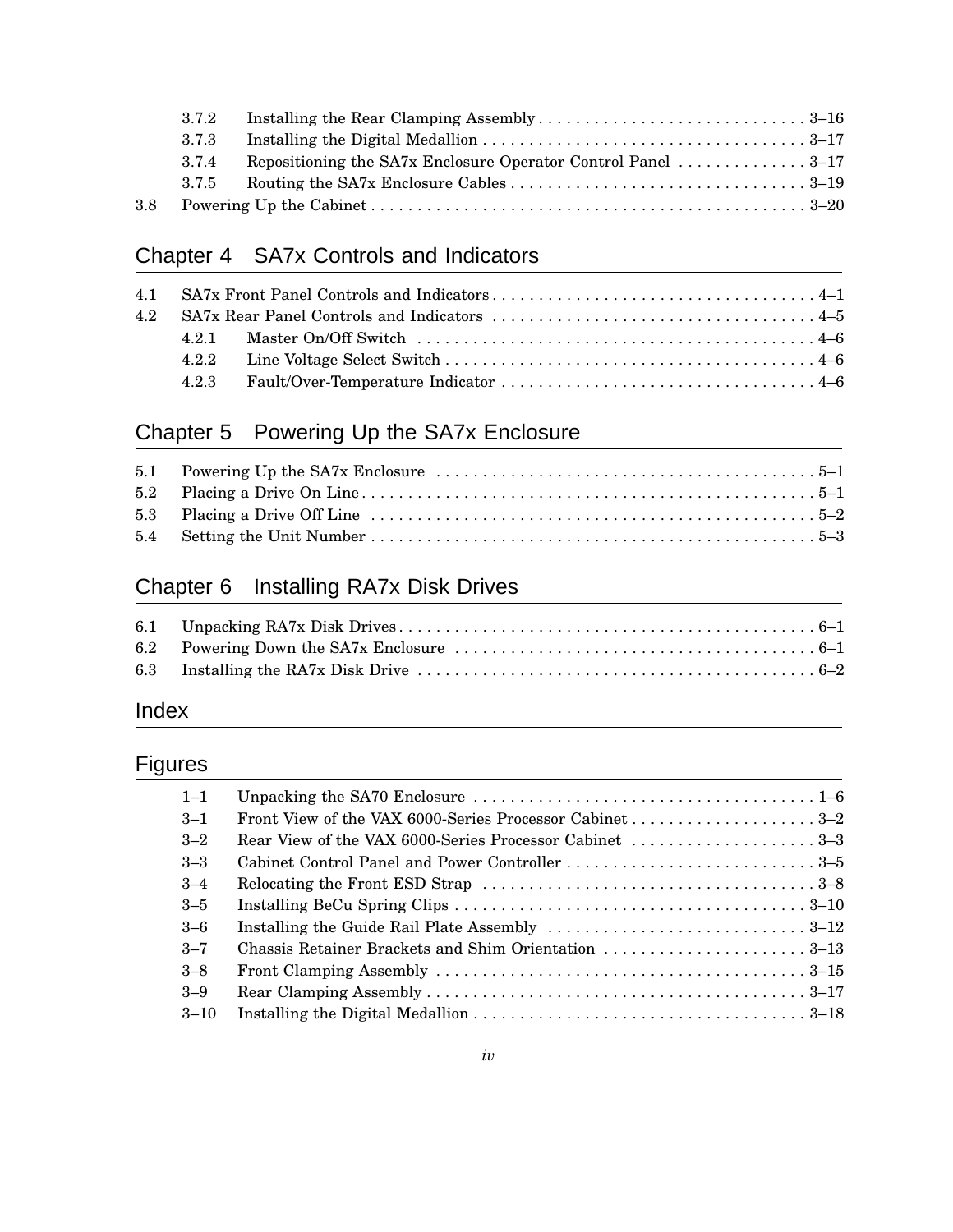3.7.2 Installing the Rear Clamping Assembly . . . . . . . . . . . . . . . . . . . . . . . . . . . . . 3–16
3.7.3 Installing the Digital Medallion . . . . . . . . . . . . . . . . . . . . . . . . . . . . . . . . . . . 3–17
3.7.4 Repositioning the SA7x Enclosure Operator Control Panel . . . . . . . . . . . . . . 3–17
3.7.5 Routing the SA7x Enclosure Cables . . . . . . . . . . . . . . . . . . . . . . . . . . . . . . . . 3–19
3.8 Powering Up the Cabinet . . . . . . . . . . . . . . . . . . . . . . . . . . . . . . . . . . . . . . . . . . . . . . 3–20

## Chapter 4 SA7x Controls and Indicators

4.1 SA7x Front Panel Controls and Indicators . . . . . . . . . . . . . . . . . . . . . . . . . . . . . . . . . . . 4–1
4.2 SA7x Rear Panel Controls and Indicators . . . . . . . . . . . . . . . . . . . . . . . . . . . . . . . . . . . 4–5
4.2.1 Master On/Off Switch . . . . . . . . . . . . . . . . . . . . . . . . . . . . . . . . . . . . . . . . . . 4–6
4.2.2 Line Voltage Select Switch . . . . . . . . . . . . . . . . . . . . . . . . . . . . . . . . . . . . . . . 4–6
4.2.3 Fault/Over-Temperature Indicator . . . . . . . . . . . . . . . . . . . . . . . . . . . . . . . . . 4–6

## Chapter 5 Powering Up the SA7x Enclosure

5.1 Powering Up the SA7x Enclosure . . . . . . . . . . . . . . . . . . . . . . . . . . . . . . . . . . . . . . . . 5–1
5.2 Placing a Drive On Line . . . . . . . . . . . . . . . . . . . . . . . . . . . . . . . . . . . . . . . . . . . . . . . . . 5–1
5.3 Placing a Drive Off Line . . . . . . . . . . . . . . . . . . . . . . . . . . . . . . . . . . . . . . . . . . . . . . . . . 5–2
5.4 Setting the Unit Number . . . . . . . . . . . . . . . . . . . . . . . . . . . . . . . . . . . . . . . . . . . . . . . . 5–3

## Chapter 6 Installing RA7x Disk Drives

6.1 Unpacking RA7x Disk Drives . . . . . . . . . . . . . . . . . . . . . . . . . . . . . . . . . . . . . . . . . . . . 6–1
6.2 Powering Down the SA7x Enclosure . . . . . . . . . . . . . . . . . . . . . . . . . . . . . . . . . . . . . . 6–1
6.3 Installing the RA7x Disk Drive . . . . . . . . . . . . . . . . . . . . . . . . . . . . . . . . . . . . . . . . . . 6–2

## Index

## Figures

1–1 Unpacking the SA70 Enclosure . . . . . . . . . . . . . . . . . . . . . . . . . . . . . . . . . . . . . 1–6
3–1 Front View of the VAX 6000-Series Processor Cabinet . . . . . . . . . . . . . . . . . . . . 3–2
3–2 Rear View of the VAX 6000-Series Processor Cabinet . . . . . . . . . . . . . . . . . . . . 3–3
3–3 Cabinet Control Panel and Power Controller . . . . . . . . . . . . . . . . . . . . . . . . . . . 3–5
3–4 Relocating the Front ESD Strap . . . . . . . . . . . . . . . . . . . . . . . . . . . . . . . . . . . . 3–8
3–5 Installing BeCu Spring Clips . . . . . . . . . . . . . . . . . . . . . . . . . . . . . . . . . . . . . . 3–10
3–6 Installing the Guide Rail Plate Assembly . . . . . . . . . . . . . . . . . . . . . . . . . . . . 3–12
3–7 Chassis Retainer Brackets and Shim Orientation . . . . . . . . . . . . . . . . . . . . . . 3–13
3–8 Front Clamping Assembly . . . . . . . . . . . . . . . . . . . . . . . . . . . . . . . . . . . . . . . . 3–15
3–9 Rear Clamping Assembly . . . . . . . . . . . . . . . . . . . . . . . . . . . . . . . . . . . . . . . . . 3–17
3–10 Installing the Digital Medallion . . . . . . . . . . . . . . . . . . . . . . . . . . . . . . . . . . . . 3–18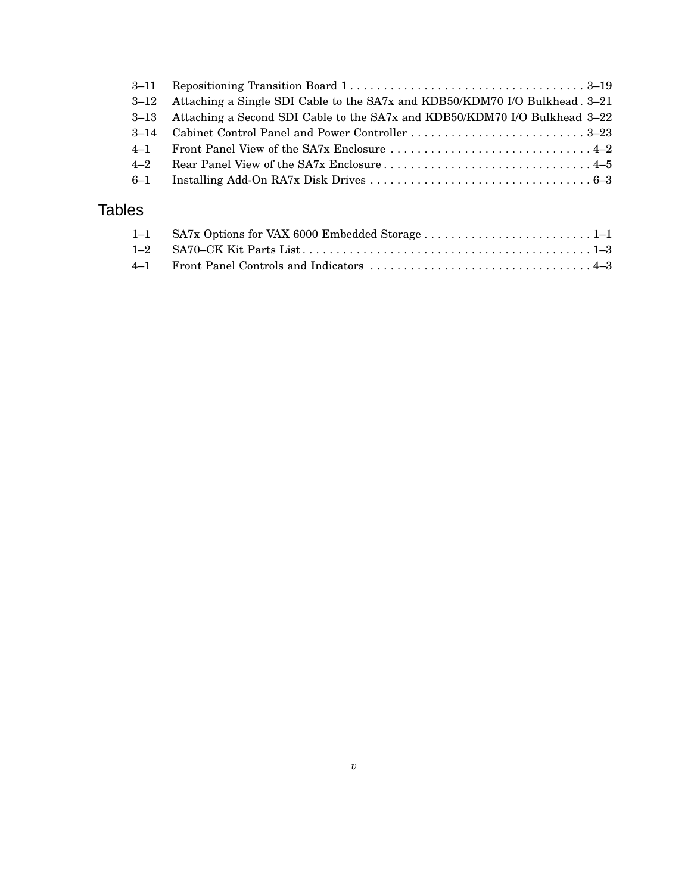3–11 Repositioning Transition Board 1 . . . . . . . . . . . . . . . . . . . . . . . . . . . . . . . . . . . 3–19
3–12 Attaching a Single SDI Cable to the SA7x and KDB50/KDM70 I/O Bulkhead . 3–21
3–13 Attaching a Second SDI Cable to the SA7x and KDB50/KDM70 I/O Bulkhead 3–22
3–14 Cabinet Control Panel and Power Controller . . . . . . . . . . . . . . . . . . . . . . . . . . 3–23
4–1 Front Panel View of the SA7x Enclosure . . . . . . . . . . . . . . . . . . . . . . . . . . . . . . 4–2
4–2 Rear Panel View of the SA7x Enclosure . . . . . . . . . . . . . . . . . . . . . . . . . . . . . . . 4–5
6–1 Installing Add-On RA7x Disk Drives . . . . . . . . . . . . . . . . . . . . . . . . . . . . . . . . . 6–3

## Tables

1–1 SA7x Options for VAX 6000 Embedded Storage . . . . . . . . . . . . . . . . . . . . . . . . . 1–1
1–2 SA70–CK Kit Parts List . . . . . . . . . . . . . . . . . . . . . . . . . . . . . . . . . . . . . . . . . . . 1–3
4–1 Front Panel Controls and Indicators . . . . . . . . . . . . . . . . . . . . . . . . . . . . . . . . . 4–3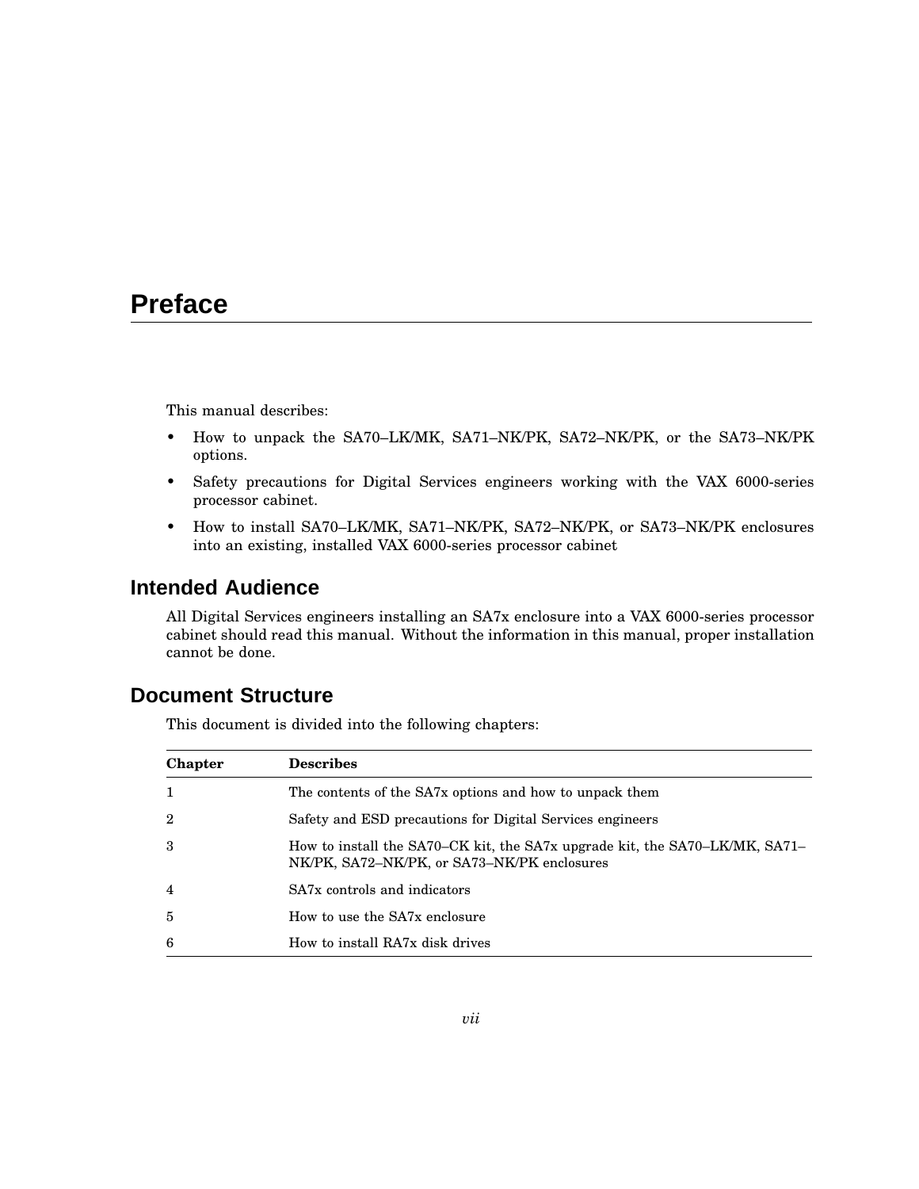# Preface

This manual describes:

- How to unpack the SA70–LK/MK, SA71–NK/PK, SA72–NK/PK, or the SA73–NK/PK options.
- Safety precautions for Digital Services engineers working with the VAX 6000-series processor cabinet.
- How to install SA70–LK/MK, SA71–NK/PK, SA72–NK/PK, or SA73–NK/PK enclosures into an existing, installed VAX 6000-series processor cabinet

## Intended Audience

All Digital Services engineers installing an SA7x enclosure into a VAX 6000-series processor cabinet should read this manual. Without the information in this manual, proper installation cannot be done.

## Document Structure

This document is divided into the following chapters:

| Chapter | Describes |
| --- | --- |
| 1 | The contents of the SA7x options and how to unpack them |
| 2 | Safety and ESD precautions for Digital Services engineers |
| 3 | How to install the SA70–CK kit, the SA7x upgrade kit, the SA70–LK/MK, SA71–NK/PK, SA72–NK/PK, or SA73–NK/PK enclosures |
| 4 | SA7x controls and indicators |
| 5 | How to use the SA7x enclosure |
| 6 | How to install RA7x disk drives |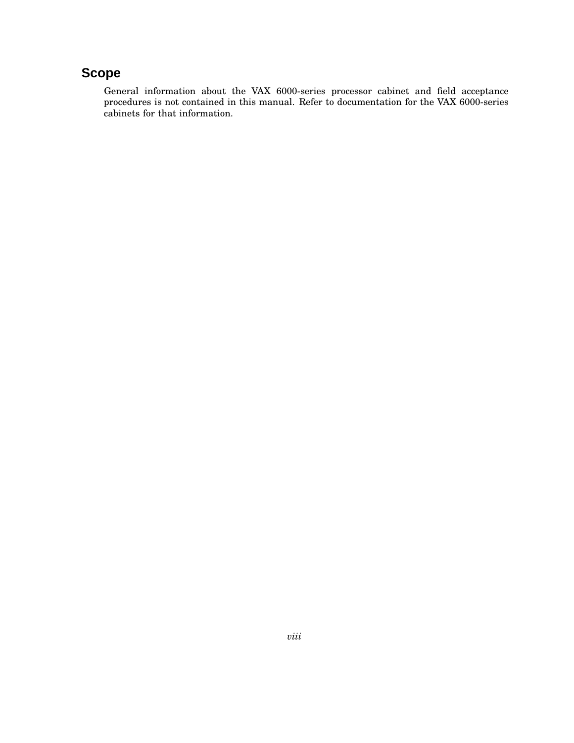## Scope

General information about the VAX 6000-series processor cabinet and field acceptance procedures is not contained in this manual. Refer to documentation for the VAX 6000-series cabinets for that information.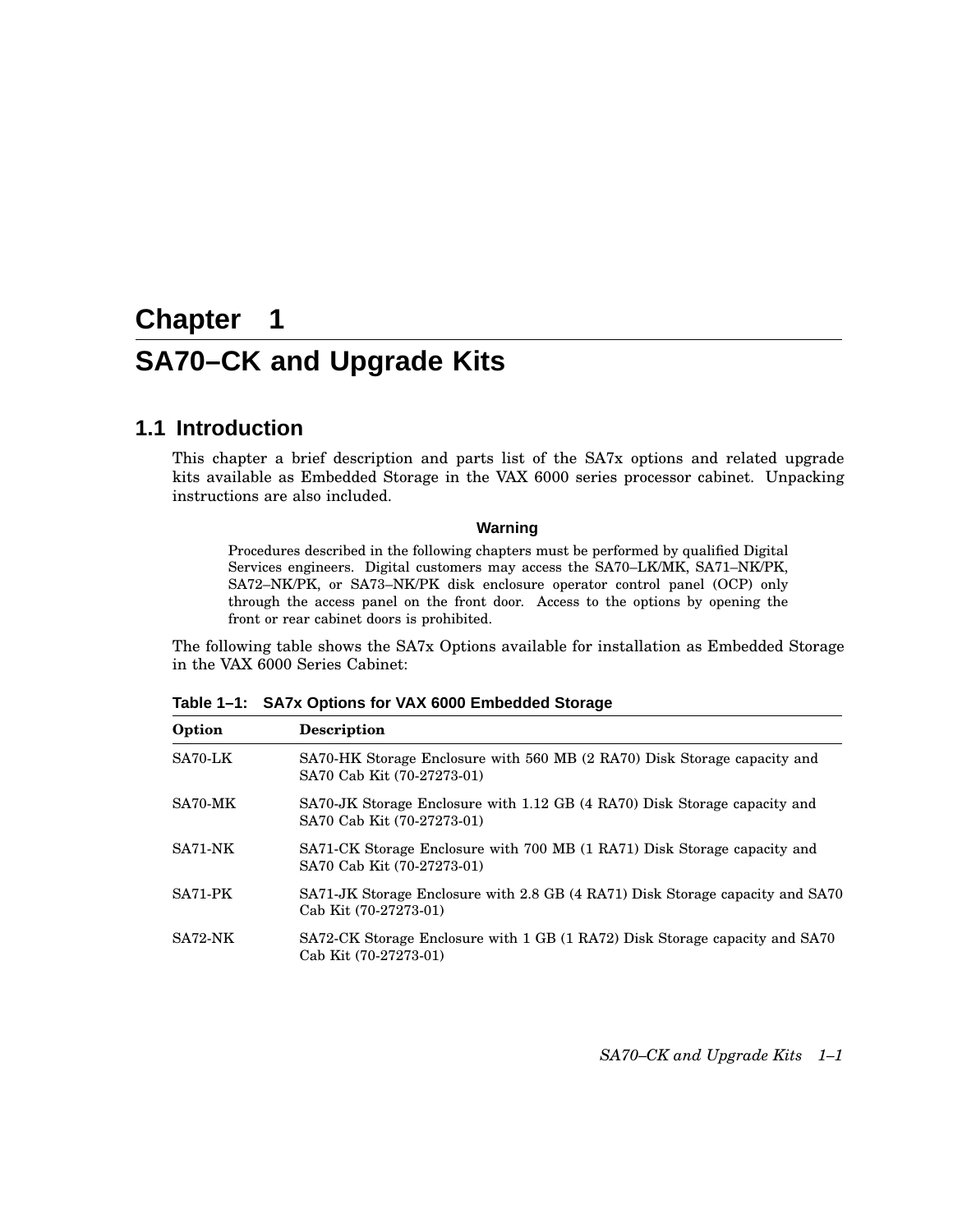# Chapter 1

# SA70–CK and Upgrade Kits

## 1.1 Introduction

This chapter a brief description and parts list of the SA7x options and related upgrade kits available as Embedded Storage in the VAX 6000 series processor cabinet. Unpacking instructions are also included.

**Warning**

Procedures described in the following chapters must be performed by qualified Digital Services engineers. Digital customers may access the SA70–LK/MK, SA71–NK/PK, SA72–NK/PK, or SA73–NK/PK disk enclosure operator control panel (OCP) only through the access panel on the front door. Access to the options by opening the front or rear cabinet doors is prohibited.

The following table shows the SA7x Options available for installation as Embedded Storage in the VAX 6000 Series Cabinet:

**Table 1–1: SA7x Options for VAX 6000 Embedded Storage**

| Option | Description |
|---|---|
| SA70-LK | SA70-HK Storage Enclosure with 560 MB (2 RA70) Disk Storage capacity and SA70 Cab Kit (70-27273-01) |
| SA70-MK | SA70-JK Storage Enclosure with 1.12 GB (4 RA70) Disk Storage capacity and SA70 Cab Kit (70-27273-01) |
| SA71-NK | SA71-CK Storage Enclosure with 700 MB (1 RA71) Disk Storage capacity and SA70 Cab Kit (70-27273-01) |
| SA71-PK | SA71-JK Storage Enclosure with 2.8 GB (4 RA71) Disk Storage capacity and SA70 Cab Kit (70-27273-01) |
| SA72-NK | SA72-CK Storage Enclosure with 1 GB (1 RA72) Disk Storage capacity and SA70 Cab Kit (70-27273-01) |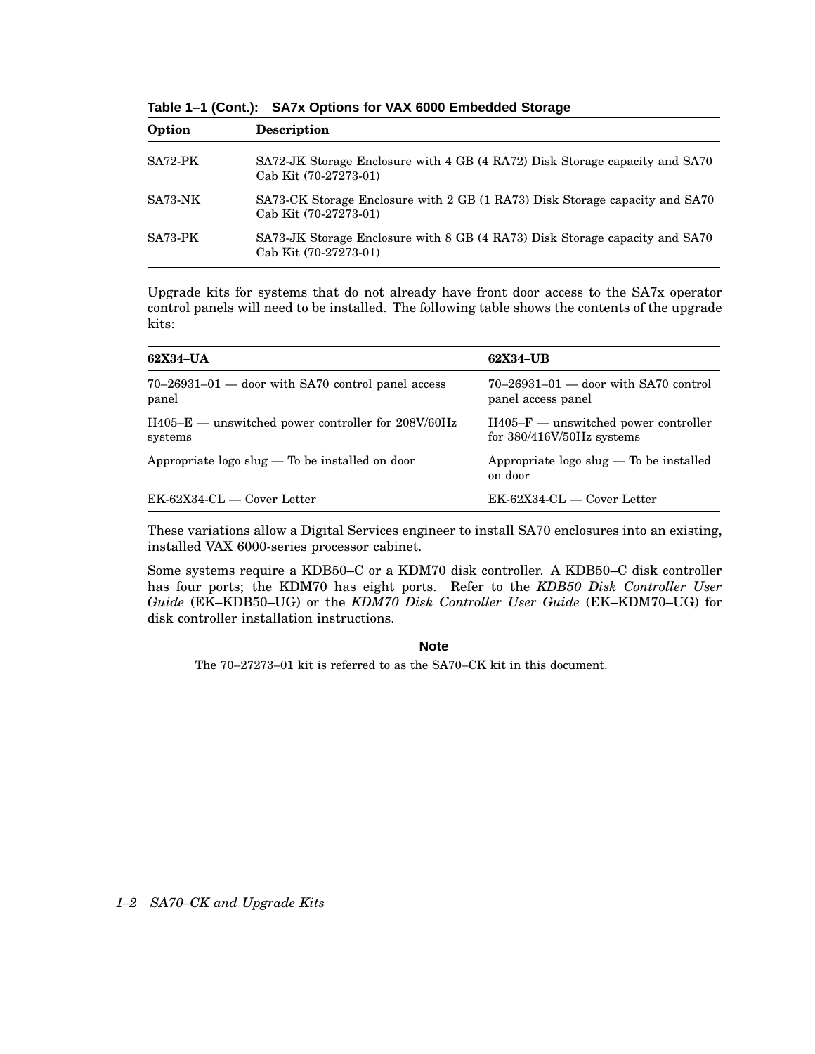**Table 1–1 (Cont.): SA7x Options for VAX 6000 Embedded Storage**

| Option | Description |
|---|---|
| SA72-PK | SA72-JK Storage Enclosure with 4 GB (4 RA72) Disk Storage capacity and SA70 Cab Kit (70-27273-01) |
| SA73-NK | SA73-CK Storage Enclosure with 2 GB (1 RA73) Disk Storage capacity and SA70 Cab Kit (70-27273-01) |
| SA73-PK | SA73-JK Storage Enclosure with 8 GB (4 RA73) Disk Storage capacity and SA70 Cab Kit (70-27273-01) |

Upgrade kits for systems that do not already have front door access to the SA7x operator control panels will need to be installed. The following table shows the contents of the upgrade kits:

| 62X34–UA | 62X34–UB |
|---|---|
| 70–26931–01 — door with SA70 control panel access panel | 70–26931–01 — door with SA70 control panel access panel |
| H405–E — unswitched power controller for 208V/60Hz systems | H405–F — unswitched power controller for 380/416V/50Hz systems |
| Appropriate logo slug — To be installed on door | Appropriate logo slug — To be installed on door |
| EK-62X34-CL — Cover Letter | EK-62X34-CL — Cover Letter |

These variations allow a Digital Services engineer to install SA70 enclosures into an existing, installed VAX 6000-series processor cabinet.

Some systems require a KDB50–C or a KDM70 disk controller. A KDB50–C disk controller has four ports; the KDM70 has eight ports. Refer to the *KDB50 Disk Controller User Guide* (EK–KDB50–UG) or the *KDM70 Disk Controller User Guide* (EK–KDM70–UG) for disk controller installation instructions.

**Note**

The 70–27273–01 kit is referred to as the SA70–CK kit in this document.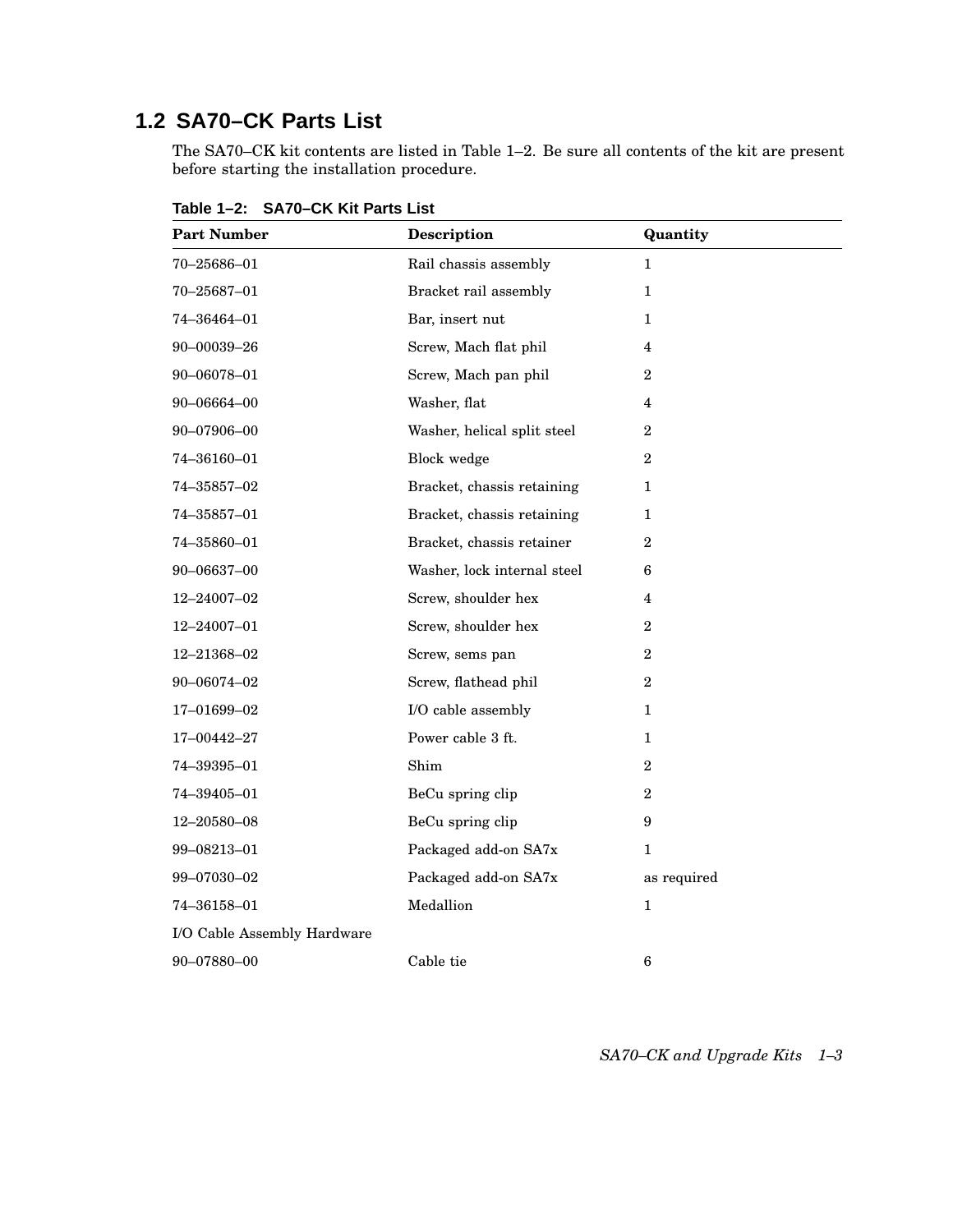## 1.2 SA70–CK Parts List

The SA70–CK kit contents are listed in Table 1–2. Be sure all contents of the kit are present before starting the installation procedure.

**Table 1–2: SA70–CK Kit Parts List**

| Part Number | Description | Quantity |
|---|---|---|
| 70–25686–01 | Rail chassis assembly | 1 |
| 70–25687–01 | Bracket rail assembly | 1 |
| 74–36464–01 | Bar, insert nut | 1 |
| 90–00039–26 | Screw, Mach flat phil | 4 |
| 90–06078–01 | Screw, Mach pan phil | 2 |
| 90–06664–00 | Washer, flat | 4 |
| 90–07906–00 | Washer, helical split steel | 2 |
| 74–36160–01 | Block wedge | 2 |
| 74–35857–02 | Bracket, chassis retaining | 1 |
| 74–35857–01 | Bracket, chassis retaining | 1 |
| 74–35860–01 | Bracket, chassis retainer | 2 |
| 90–06637–00 | Washer, lock internal steel | 6 |
| 12–24007–02 | Screw, shoulder hex | 4 |
| 12–24007–01 | Screw, shoulder hex | 2 |
| 12–21368–02 | Screw, sems pan | 2 |
| 90–06074–02 | Screw, flathead phil | 2 |
| 17–01699–02 | I/O cable assembly | 1 |
| 17–00442–27 | Power cable 3 ft. | 1 |
| 74–39395–01 | Shim | 2 |
| 74–39405–01 | BeCu spring clip | 2 |
| 12–20580–08 | BeCu spring clip | 9 |
| 99–08213–01 | Packaged add-on SA7x | 1 |
| 99–07030–02 | Packaged add-on SA7x | as required |
| 74–36158–01 | Medallion | 1 |
| I/O Cable Assembly Hardware | | |
| 90–07880–00 | Cable tie | 6 |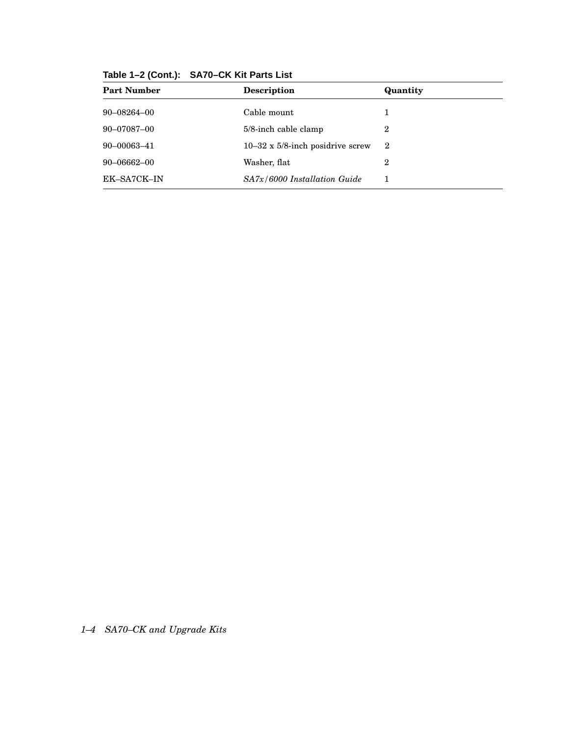**Table 1–2 (Cont.): SA70–CK Kit Parts List**

| Part Number | Description | Quantity |
|---|---|---|
| 90–08264–00 | Cable mount | 1 |
| 90–07087–00 | 5/8-inch cable clamp | 2 |
| 90–00063–41 | 10–32 x 5/8-inch posidrive screw | 2 |
| 90–06662–00 | Washer, flat | 2 |
| EK–SA7CK–IN | *SA7x/6000 Installation Guide* | 1 |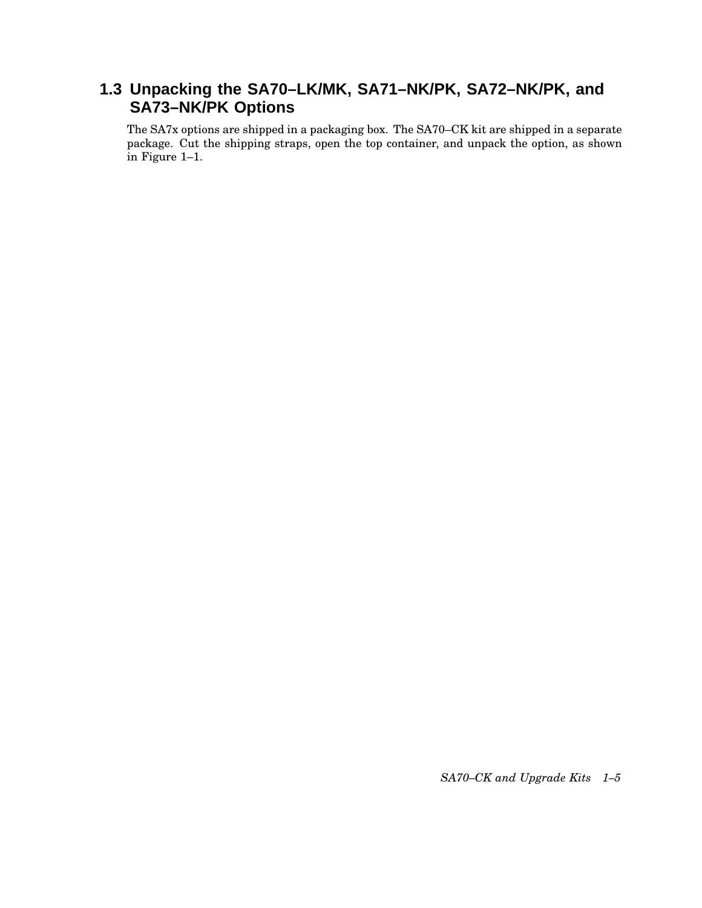## 1.3 Unpacking the SA70–LK/MK, SA71–NK/PK, SA72–NK/PK, and SA73–NK/PK Options

The SA7x options are shipped in a packaging box. The SA70–CK kit are shipped in a separate package. Cut the shipping straps, open the top container, and unpack the option, as shown in Figure 1–1.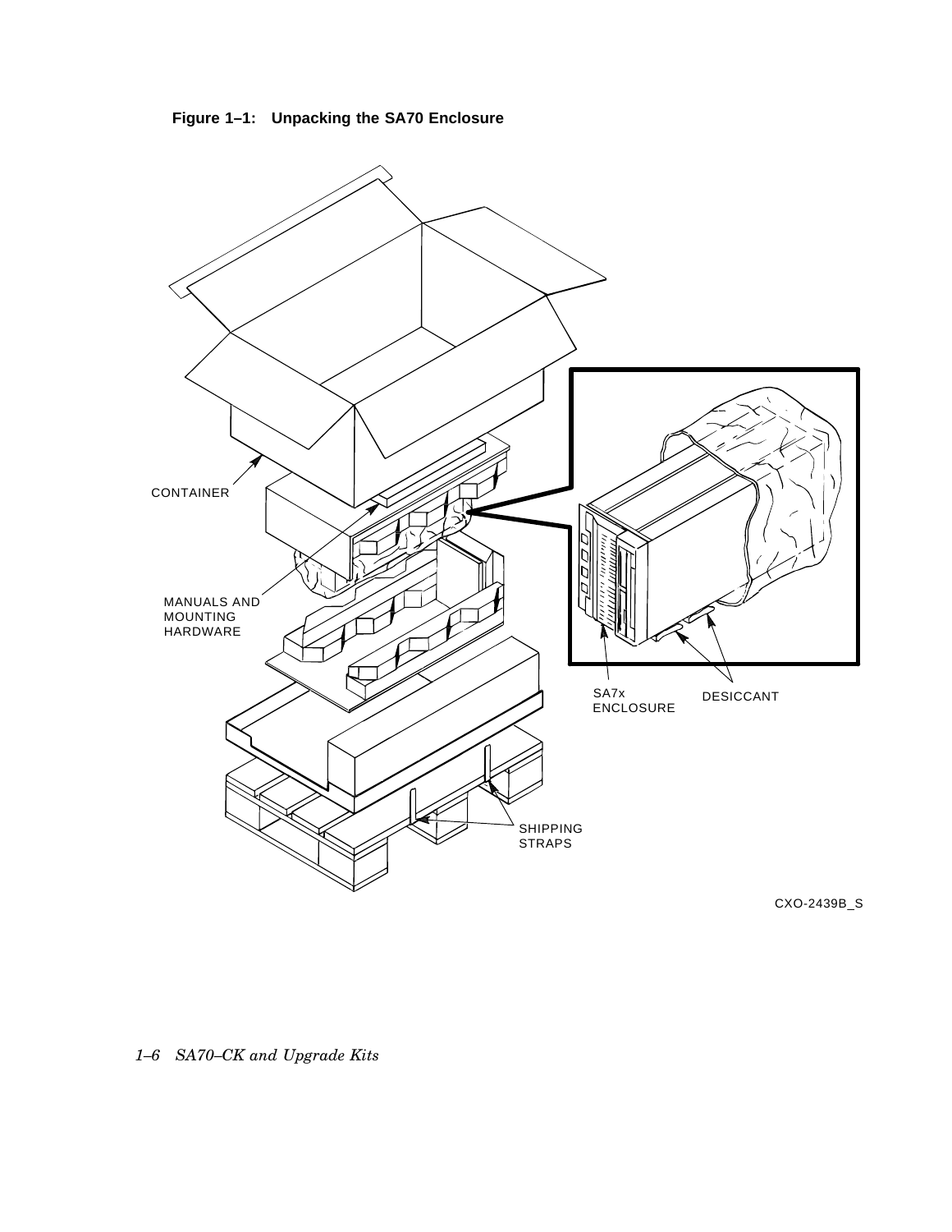**Figure 1–1: Unpacking the SA70 Enclosure**

CONTAINER

MANUALS AND MOUNTING HARDWARE

SA7x ENCLOSURE

DESICCANT

SHIPPING STRAPS

CXO-2439B_S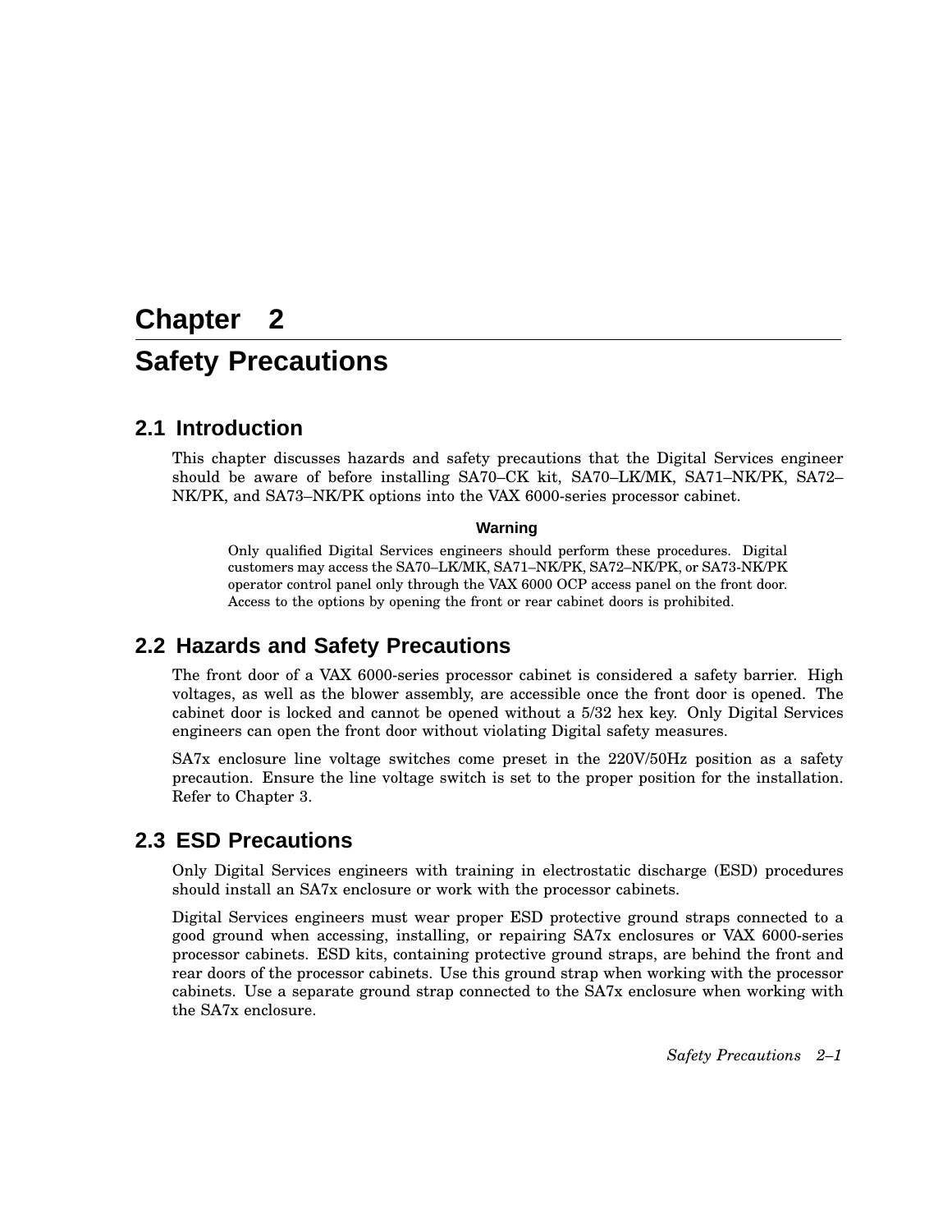# Chapter 2 Safety Precautions

## 2.1 Introduction

This chapter discusses hazards and safety precautions that the Digital Services engineer should be aware of before installing SA70–CK kit, SA70–LK/MK, SA71–NK/PK, SA72–NK/PK, and SA73–NK/PK options into the VAX 6000-series processor cabinet.

**Warning**

Only qualified Digital Services engineers should perform these procedures. Digital customers may access the SA70–LK/MK, SA71–NK/PK, SA72–NK/PK, or SA73-NK/PK operator control panel only through the VAX 6000 OCP access panel on the front door. Access to the options by opening the front or rear cabinet doors is prohibited.

## 2.2 Hazards and Safety Precautions

The front door of a VAX 6000-series processor cabinet is considered a safety barrier. High voltages, as well as the blower assembly, are accessible once the front door is opened. The cabinet door is locked and cannot be opened without a 5/32 hex key. Only Digital Services engineers can open the front door without violating Digital safety measures.

SA7x enclosure line voltage switches come preset in the 220V/50Hz position as a safety precaution. Ensure the line voltage switch is set to the proper position for the installation. Refer to Chapter 3.

## 2.3 ESD Precautions

Only Digital Services engineers with training in electrostatic discharge (ESD) procedures should install an SA7x enclosure or work with the processor cabinets.

Digital Services engineers must wear proper ESD protective ground straps connected to a good ground when accessing, installing, or repairing SA7x enclosures or VAX 6000-series processor cabinets. ESD kits, containing protective ground straps, are behind the front and rear doors of the processor cabinets. Use this ground strap when working with the processor cabinets. Use a separate ground strap connected to the SA7x enclosure when working with the SA7x enclosure.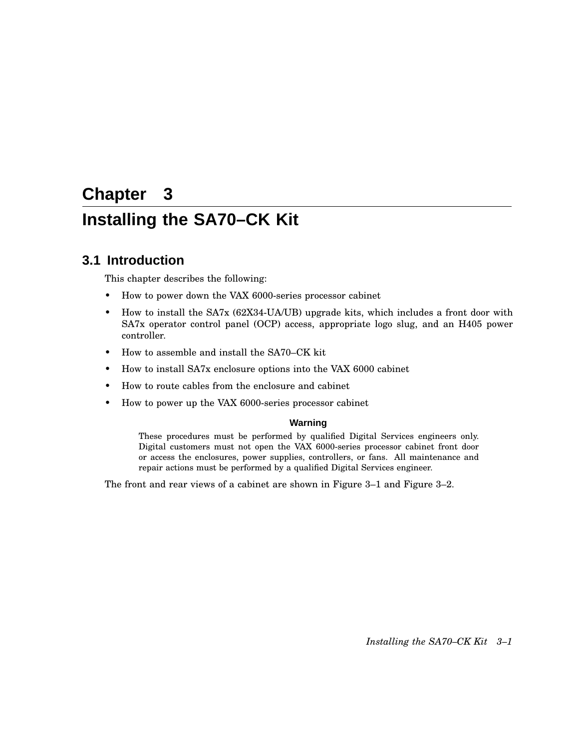# Chapter 3

# Installing the SA70–CK Kit

## 3.1 Introduction

This chapter describes the following:

- How to power down the VAX 6000-series processor cabinet
- How to install the SA7x (62X34-UA/UB) upgrade kits, which includes a front door with SA7x operator control panel (OCP) access, appropriate logo slug, and an H405 power controller.
- How to assemble and install the SA70–CK kit
- How to install SA7x enclosure options into the VAX 6000 cabinet
- How to route cables from the enclosure and cabinet
- How to power up the VAX 6000-series processor cabinet

**Warning**

These procedures must be performed by qualified Digital Services engineers only. Digital customers must not open the VAX 6000-series processor cabinet front door or access the enclosures, power supplies, controllers, or fans. All maintenance and repair actions must be performed by a qualified Digital Services engineer.

The front and rear views of a cabinet are shown in Figure 3–1 and Figure 3–2.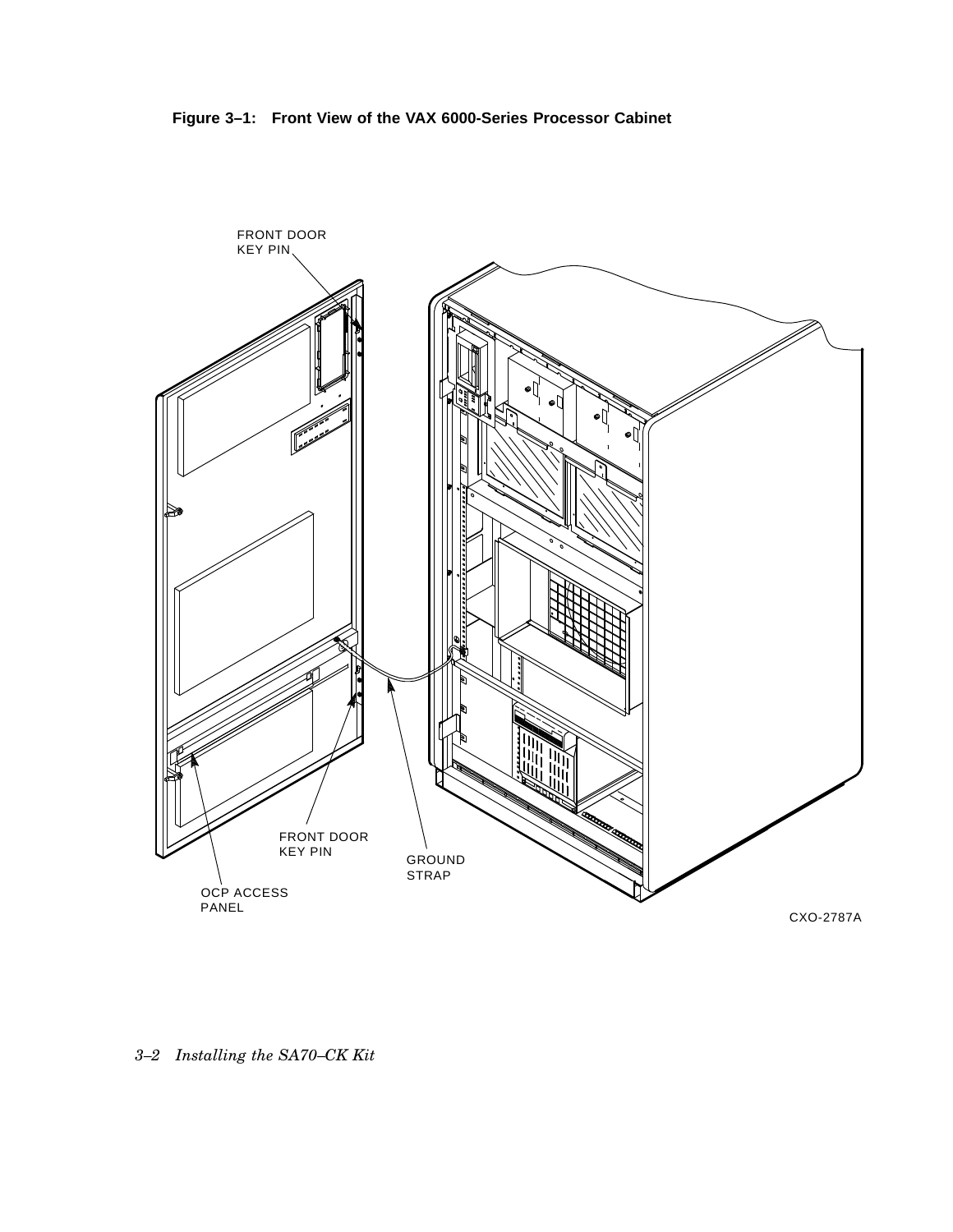**Figure 3–1: Front View of the VAX 6000-Series Processor Cabinet**

FRONT DOOR KEY PIN

FRONT DOOR KEY PIN

GROUND STRAP

OCP ACCESS PANEL

CXO-2787A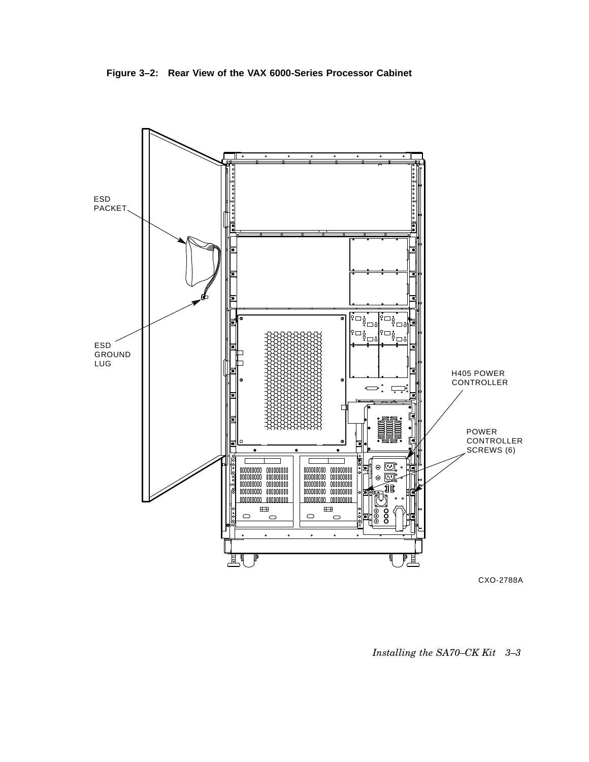**Figure 3–2: Rear View of the VAX 6000-Series Processor Cabinet**

ESD PACKET

ESD GROUND LUG

H405 POWER CONTROLLER

POWER CONTROLLER SCREWS (6)

CXO-2788A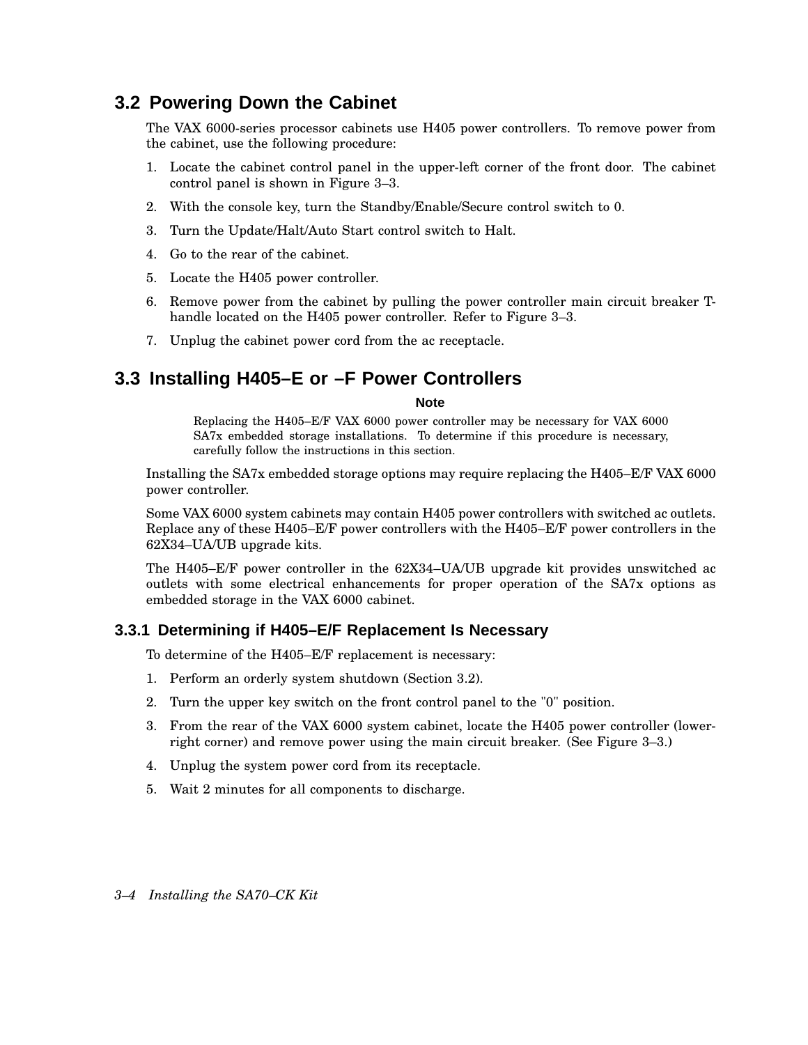## 3.2 Powering Down the Cabinet

The VAX 6000-series processor cabinets use H405 power controllers. To remove power from the cabinet, use the following procedure:

1. Locate the cabinet control panel in the upper-left corner of the front door. The cabinet control panel is shown in Figure 3–3.
2. With the console key, turn the Standby/Enable/Secure control switch to 0.
3. Turn the Update/Halt/Auto Start control switch to Halt.
4. Go to the rear of the cabinet.
5. Locate the H405 power controller.
6. Remove power from the cabinet by pulling the power controller main circuit breaker T-handle located on the H405 power controller. Refer to Figure 3–3.
7. Unplug the cabinet power cord from the ac receptacle.

## 3.3 Installing H405–E or –F Power Controllers

**Note**

Replacing the H405–E/F VAX 6000 power controller may be necessary for VAX 6000 SA7x embedded storage installations. To determine if this procedure is necessary, carefully follow the instructions in this section.

Installing the SA7x embedded storage options may require replacing the H405–E/F VAX 6000 power controller.

Some VAX 6000 system cabinets may contain H405 power controllers with switched ac outlets. Replace any of these H405–E/F power controllers with the H405–E/F power controllers in the 62X34–UA/UB upgrade kits.

The H405–E/F power controller in the 62X34–UA/UB upgrade kit provides unswitched ac outlets with some electrical enhancements for proper operation of the SA7x options as embedded storage in the VAX 6000 cabinet.

### 3.3.1 Determining if H405–E/F Replacement Is Necessary

To determine of the H405–E/F replacement is necessary:

1. Perform an orderly system shutdown (Section 3.2).
2. Turn the upper key switch on the front control panel to the "0" position.
3. From the rear of the VAX 6000 system cabinet, locate the H405 power controller (lower-right corner) and remove power using the main circuit breaker. (See Figure 3–3.)
4. Unplug the system power cord from its receptacle.
5. Wait 2 minutes for all components to discharge.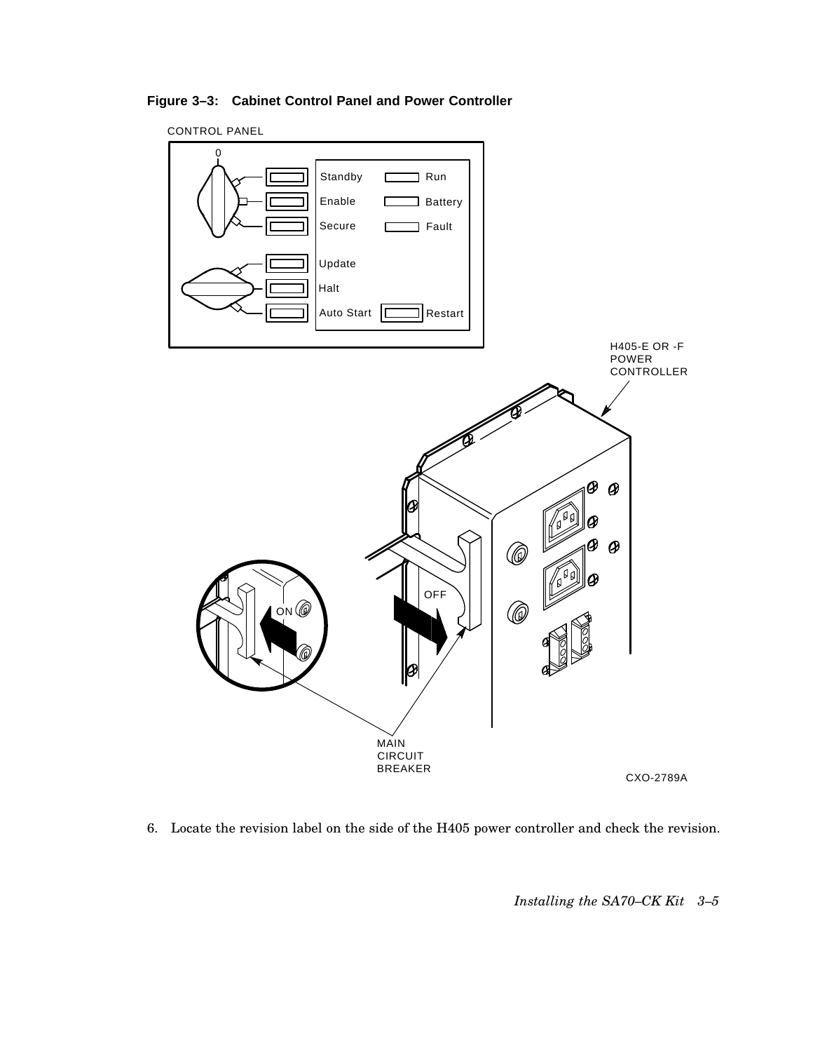**Figure 3–3: Cabinet Control Panel and Power Controller**

6. Locate the revision label on the side of the H405 power controller and check the revision.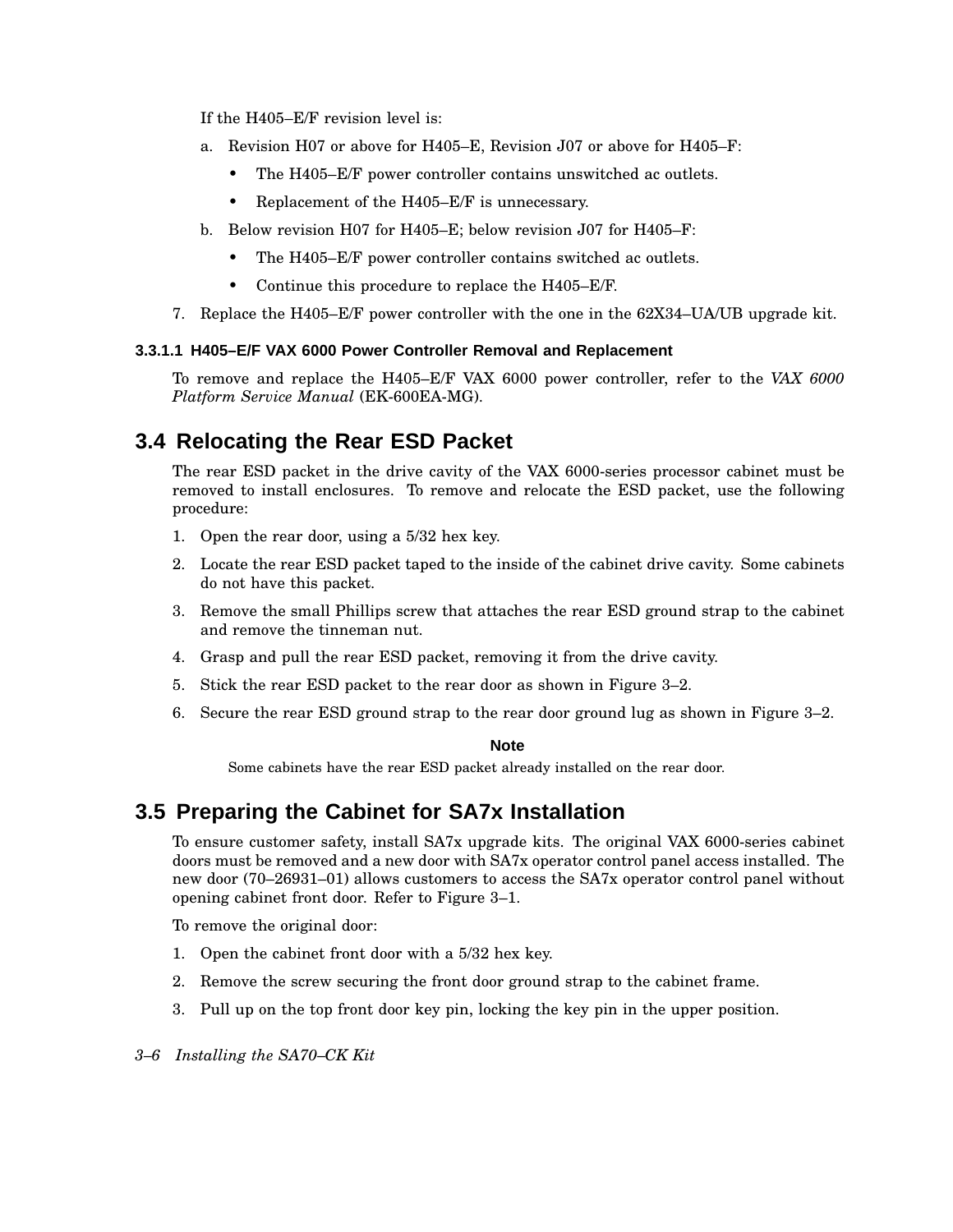If the H405–E/F revision level is:

a. Revision H07 or above for H405–E, Revision J07 or above for H405–F:

- The H405–E/F power controller contains unswitched ac outlets.
- Replacement of the H405–E/F is unnecessary.

b. Below revision H07 for H405–E; below revision J07 for H405–F:

- The H405–E/F power controller contains switched ac outlets.
- Continue this procedure to replace the H405–E/F.

7. Replace the H405–E/F power controller with the one in the 62X34–UA/UB upgrade kit.

#### 3.3.1.1 H405–E/F VAX 6000 Power Controller Removal and Replacement

To remove and replace the H405–E/F VAX 6000 power controller, refer to the *VAX 6000 Platform Service Manual* (EK-600EA-MG).

## 3.4 Relocating the Rear ESD Packet

The rear ESD packet in the drive cavity of the VAX 6000-series processor cabinet must be removed to install enclosures. To remove and relocate the ESD packet, use the following procedure:

1. Open the rear door, using a 5/32 hex key.
2. Locate the rear ESD packet taped to the inside of the cabinet drive cavity. Some cabinets do not have this packet.
3. Remove the small Phillips screw that attaches the rear ESD ground strap to the cabinet and remove the tinneman nut.
4. Grasp and pull the rear ESD packet, removing it from the drive cavity.
5. Stick the rear ESD packet to the rear door as shown in Figure 3–2.
6. Secure the rear ESD ground strap to the rear door ground lug as shown in Figure 3–2.

**Note**

Some cabinets have the rear ESD packet already installed on the rear door.

## 3.5 Preparing the Cabinet for SA7x Installation

To ensure customer safety, install SA7x upgrade kits. The original VAX 6000-series cabinet doors must be removed and a new door with SA7x operator control panel access installed. The new door (70–26931–01) allows customers to access the SA7x operator control panel without opening cabinet front door. Refer to Figure 3–1.

To remove the original door:

1. Open the cabinet front door with a 5/32 hex key.
2. Remove the screw securing the front door ground strap to the cabinet frame.
3. Pull up on the top front door key pin, locking the key pin in the upper position.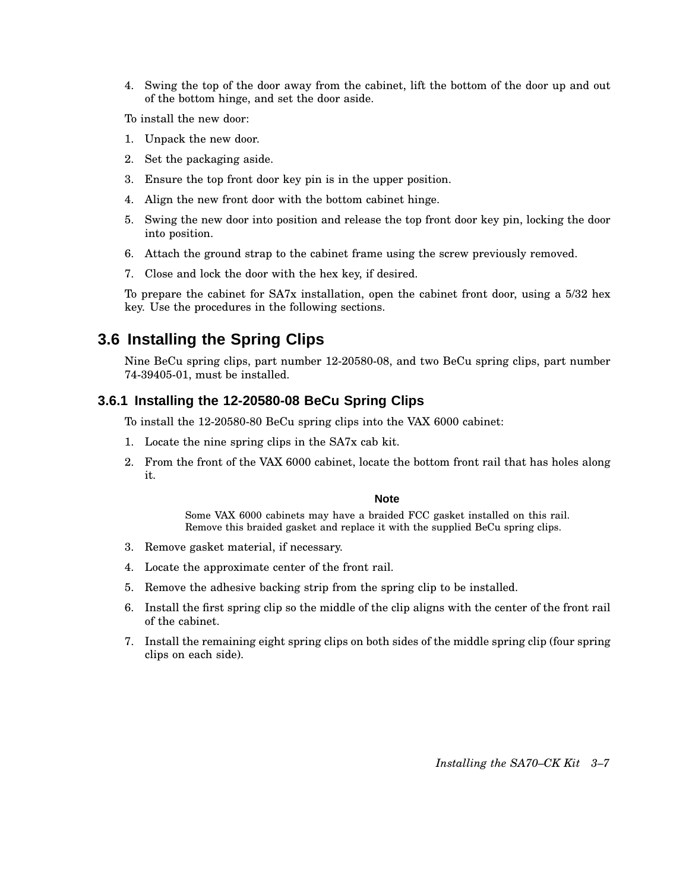4. Swing the top of the door away from the cabinet, lift the bottom of the door up and out of the bottom hinge, and set the door aside.

To install the new door:

1. Unpack the new door.
2. Set the packaging aside.
3. Ensure the top front door key pin is in the upper position.
4. Align the new front door with the bottom cabinet hinge.
5. Swing the new door into position and release the top front door key pin, locking the door into position.
6. Attach the ground strap to the cabinet frame using the screw previously removed.
7. Close and lock the door with the hex key, if desired.

To prepare the cabinet for SA7x installation, open the cabinet front door, using a 5/32 hex key. Use the procedures in the following sections.

## 3.6 Installing the Spring Clips

Nine BeCu spring clips, part number 12-20580-08, and two BeCu spring clips, part number 74-39405-01, must be installed.

### 3.6.1 Installing the 12-20580-08 BeCu Spring Clips

To install the 12-20580-80 BeCu spring clips into the VAX 6000 cabinet:

1. Locate the nine spring clips in the SA7x cab kit.
2. From the front of the VAX 6000 cabinet, locate the bottom front rail that has holes along it.

   **Note**

   Some VAX 6000 cabinets may have a braided FCC gasket installed on this rail. Remove this braided gasket and replace it with the supplied BeCu spring clips.

3. Remove gasket material, if necessary.
4. Locate the approximate center of the front rail.
5. Remove the adhesive backing strip from the spring clip to be installed.
6. Install the first spring clip so the middle of the clip aligns with the center of the front rail of the cabinet.
7. Install the remaining eight spring clips on both sides of the middle spring clip (four spring clips on each side).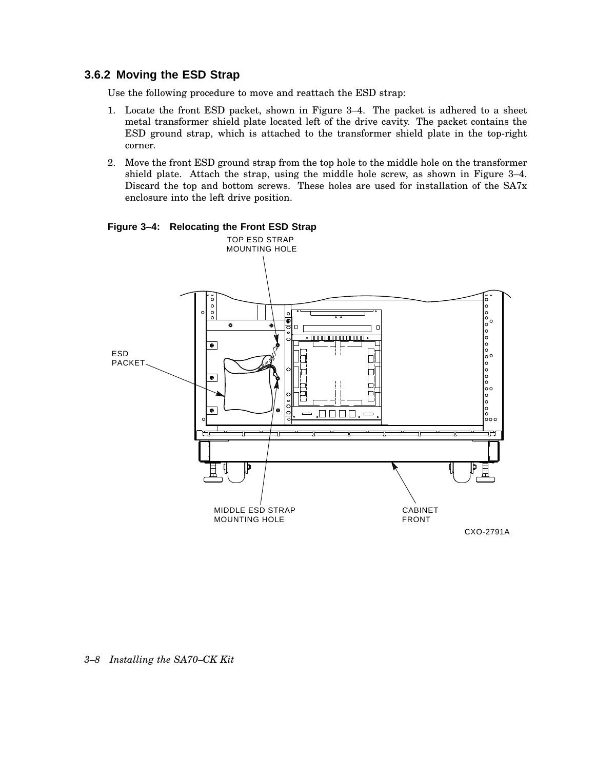### 3.6.2 Moving the ESD Strap

Use the following procedure to move and reattach the ESD strap:

1. Locate the front ESD packet, shown in Figure 3–4. The packet is adhered to a sheet metal transformer shield plate located left of the drive cavity. The packet contains the ESD ground strap, which is attached to the transformer shield plate in the top-right corner.
2. Move the front ESD ground strap from the top hole to the middle hole on the transformer shield plate. Attach the strap, using the middle hole screw, as shown in Figure 3–4. Discard the top and bottom screws. These holes are used for installation of the SA7x enclosure into the left drive position.

**Figure 3–4: Relocating the Front ESD Strap**

TOP ESD STRAP MOUNTING HOLE

ESD PACKET

MIDDLE ESD STRAP MOUNTING HOLE

CABINET FRONT

CXO-2791A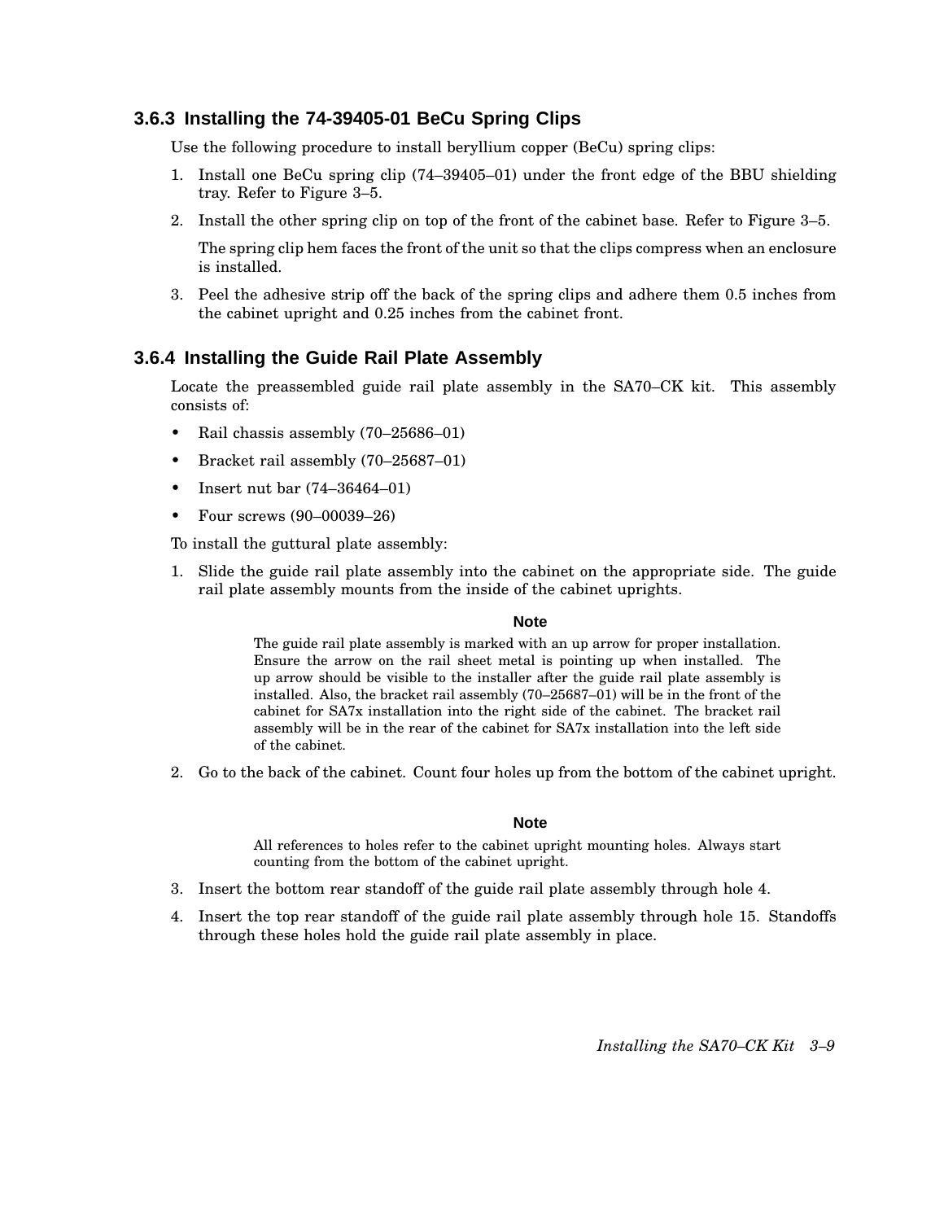### 3.6.3 Installing the 74-39405-01 BeCu Spring Clips

Use the following procedure to install beryllium copper (BeCu) spring clips:

1. Install one BeCu spring clip (74–39405–01) under the front edge of the BBU shielding tray. Refer to Figure 3–5.
2. Install the other spring clip on top of the front of the cabinet base. Refer to Figure 3–5.

   The spring clip hem faces the front of the unit so that the clips compress when an enclosure is installed.
3. Peel the adhesive strip off the back of the spring clips and adhere them 0.5 inches from the cabinet upright and 0.25 inches from the cabinet front.

### 3.6.4 Installing the Guide Rail Plate Assembly

Locate the preassembled guide rail plate assembly in the SA70–CK kit. This assembly consists of:

- Rail chassis assembly (70–25686–01)
- Bracket rail assembly (70–25687–01)
- Insert nut bar (74–36464–01)
- Four screws (90–00039–26)

To install the guttural plate assembly:

1. Slide the guide rail plate assembly into the cabinet on the appropriate side. The guide rail plate assembly mounts from the inside of the cabinet uprights.

   **Note**

   The guide rail plate assembly is marked with an up arrow for proper installation. Ensure the arrow on the rail sheet metal is pointing up when installed. The up arrow should be visible to the installer after the guide rail plate assembly is installed. Also, the bracket rail assembly (70–25687–01) will be in the front of the cabinet for SA7x installation into the right side of the cabinet. The bracket rail assembly will be in the rear of the cabinet for SA7x installation into the left side of the cabinet.

2. Go to the back of the cabinet. Count four holes up from the bottom of the cabinet upright.

   **Note**

   All references to holes refer to the cabinet upright mounting holes. Always start counting from the bottom of the cabinet upright.

3. Insert the bottom rear standoff of the guide rail plate assembly through hole 4.
4. Insert the top rear standoff of the guide rail plate assembly through hole 15. Standoffs through these holes hold the guide rail plate assembly in place.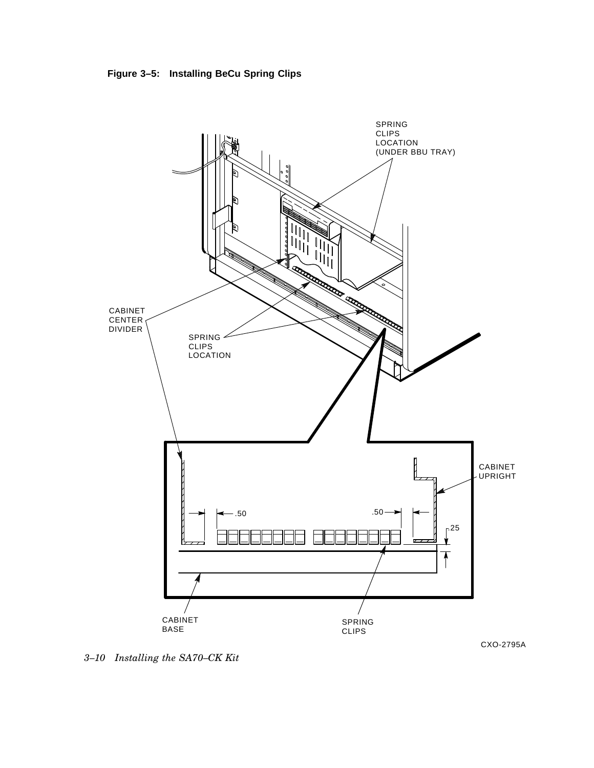**Figure 3–5: Installing BeCu Spring Clips**

SPRING CLIPS LOCATION (UNDER BBU TRAY)

CABINET CENTER DIVIDER

SPRING CLIPS LOCATION

CABINET UPRIGHT

.50

.50

.25

CABINET BASE

SPRING CLIPS

CXO-2795A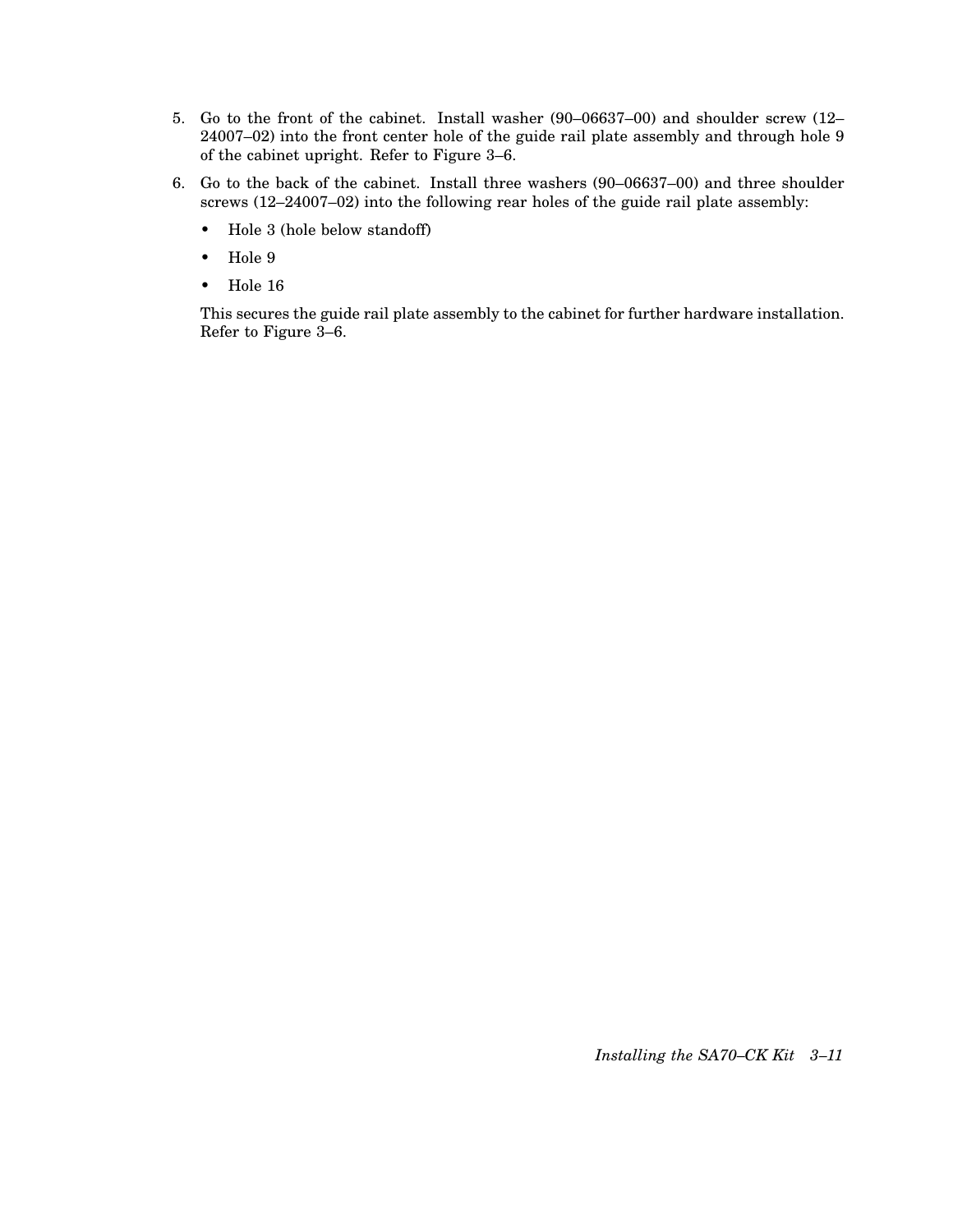5. Go to the front of the cabinet. Install washer (90–06637–00) and shoulder screw (12–24007–02) into the front center hole of the guide rail plate assembly and through hole 9 of the cabinet upright. Refer to Figure 3–6.

6. Go to the back of the cabinet. Install three washers (90–06637–00) and three shoulder screws (12–24007–02) into the following rear holes of the guide rail plate assembly:

   - Hole 3 (hole below standoff)
   - Hole 9
   - Hole 16

   This secures the guide rail plate assembly to the cabinet for further hardware installation. Refer to Figure 3–6.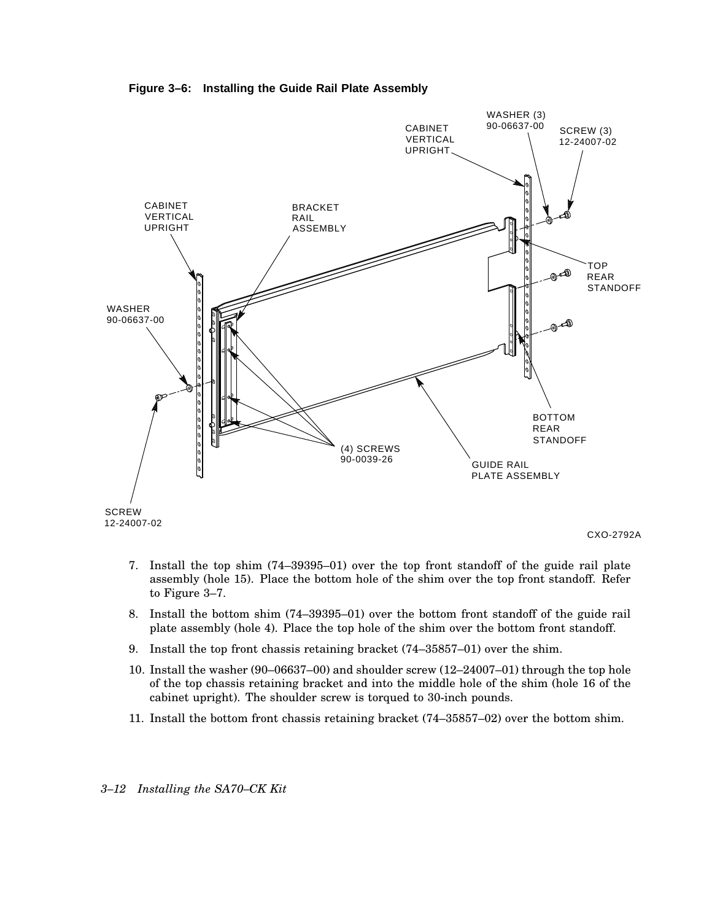**Figure 3–6: Installing the Guide Rail Plate Assembly**

7. Install the top shim (74–39395–01) over the top front standoff of the guide rail plate assembly (hole 15). Place the bottom hole of the shim over the top front standoff. Refer to Figure 3–7.
8. Install the bottom shim (74–39395–01) over the bottom front standoff of the guide rail plate assembly (hole 4). Place the top hole of the shim over the bottom front standoff.
9. Install the top front chassis retaining bracket (74–35857–01) over the shim.
10. Install the washer (90–06637–00) and shoulder screw (12–24007–01) through the top hole of the top chassis retaining bracket and into the middle hole of the shim (hole 16 of the cabinet upright). The shoulder screw is torqued to 30-inch pounds.
11. Install the bottom front chassis retaining bracket (74–35857–02) over the bottom shim.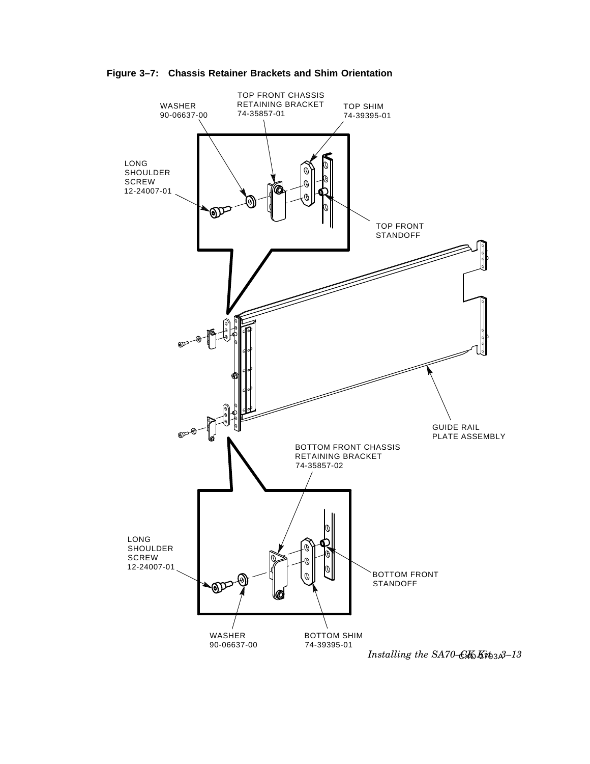**Figure 3–7: Chassis Retainer Brackets and Shim Orientation**

TOP FRONT CHASSIS RETAINING BRACKET 74-35857-01

WASHER 90-06637-00

TOP SHIM 74-39395-01

LONG SHOULDER SCREW 12-24007-01

TOP FRONT STANDOFF

GUIDE RAIL PLATE ASSEMBLY

BOTTOM FRONT CHASSIS RETAINING BRACKET 74-35857-02

LONG SHOULDER SCREW 12-24007-01

BOTTOM FRONT STANDOFF

WASHER 90-06637-00

BOTTOM SHIM 74-39395-01

CXO-2793A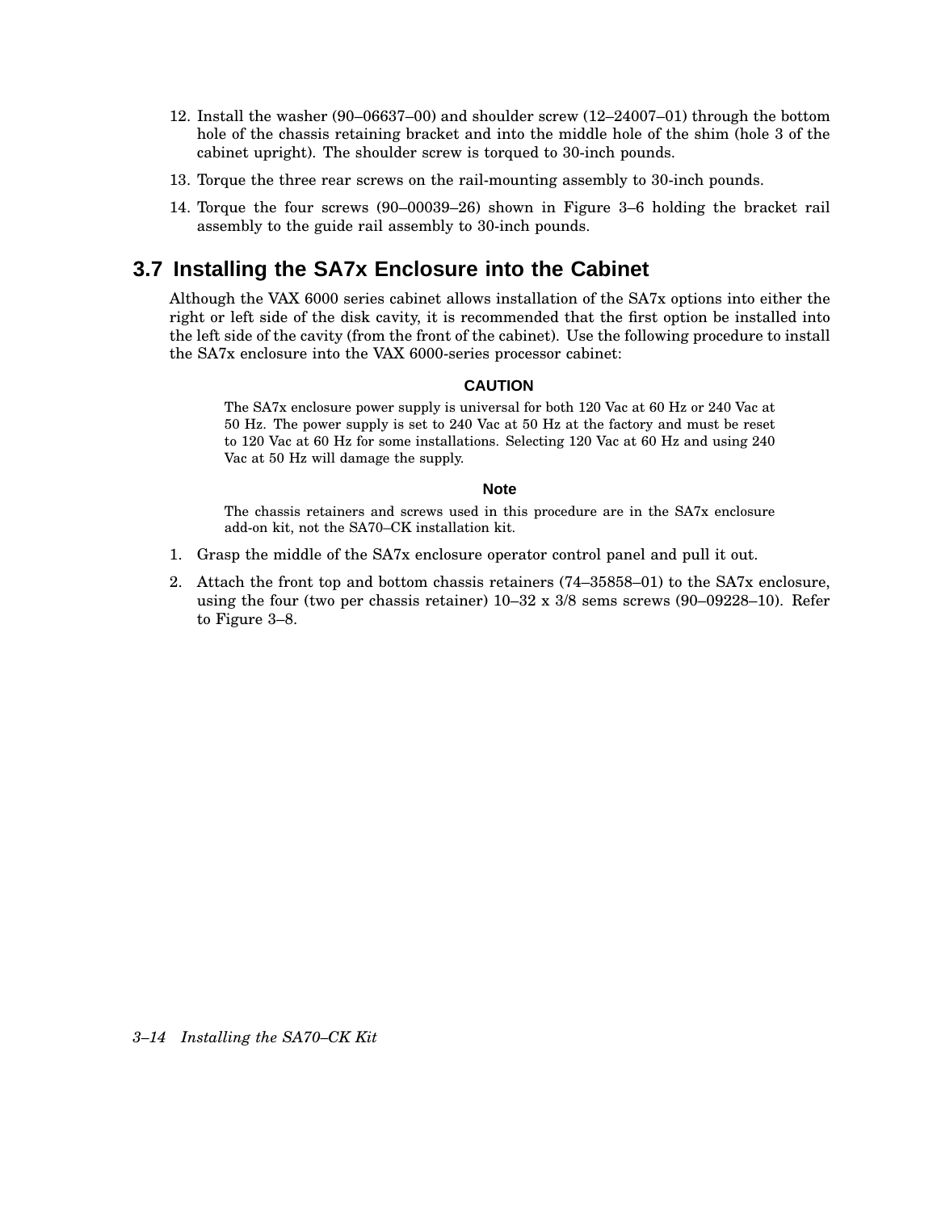12. Install the washer (90–06637–00) and shoulder screw (12–24007–01) through the bottom hole of the chassis retaining bracket and into the middle hole of the shim (hole 3 of the cabinet upright). The shoulder screw is torqued to 30-inch pounds.
13. Torque the three rear screws on the rail-mounting assembly to 30-inch pounds.
14. Torque the four screws (90–00039–26) shown in Figure 3–6 holding the bracket rail assembly to the guide rail assembly to 30-inch pounds.

## 3.7 Installing the SA7x Enclosure into the Cabinet

Although the VAX 6000 series cabinet allows installation of the SA7x options into either the right or left side of the disk cavity, it is recommended that the first option be installed into the left side of the cavity (from the front of the cabinet). Use the following procedure to install the SA7x enclosure into the VAX 6000-series processor cabinet:

**CAUTION**

The SA7x enclosure power supply is universal for both 120 Vac at 60 Hz or 240 Vac at 50 Hz. The power supply is set to 240 Vac at 50 Hz at the factory and must be reset to 120 Vac at 60 Hz for some installations. Selecting 120 Vac at 60 Hz and using 240 Vac at 50 Hz will damage the supply.

**Note**

The chassis retainers and screws used in this procedure are in the SA7x enclosure add-on kit, not the SA70–CK installation kit.

1. Grasp the middle of the SA7x enclosure operator control panel and pull it out.
2. Attach the front top and bottom chassis retainers (74–35858–01) to the SA7x enclosure, using the four (two per chassis retainer) 10–32 x 3/8 sems screws (90–09228–10). Refer to Figure 3–8.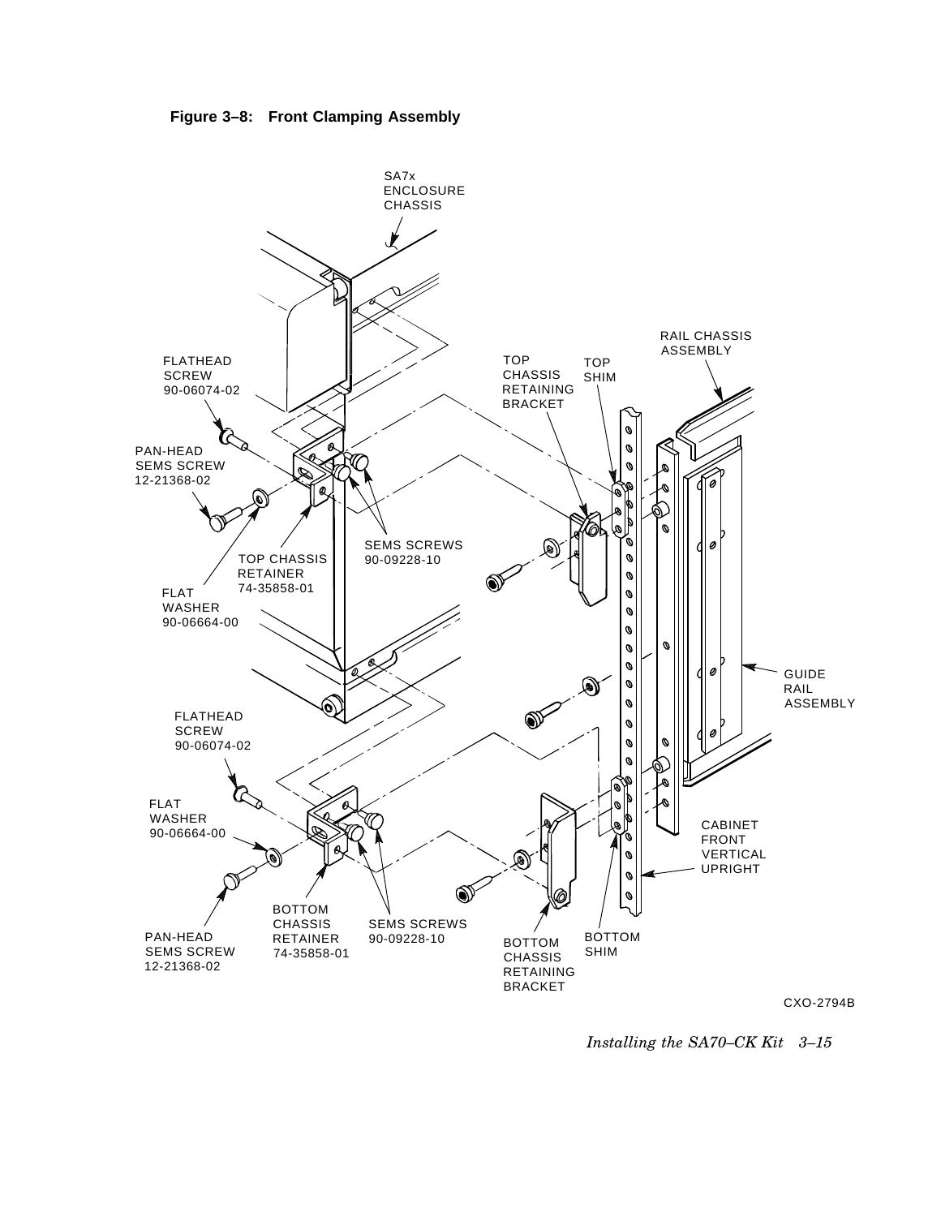**Figure 3–8: Front Clamping Assembly**

SA7x ENCLOSURE CHASSIS

RAIL CHASSIS ASSEMBLY

FLATHEAD SCREW 90-06074-02

TOP CHASSIS RETAINING BRACKET

TOP SHIM

PAN-HEAD SEMS SCREW 12-21368-02

SEMS SCREWS 90-09228-10

TOP CHASSIS RETAINER 74-35858-01

FLAT WASHER 90-06664-00

GUIDE RAIL ASSEMBLY

FLATHEAD SCREW 90-06074-02

FLAT WASHER 90-06664-00

CABINET FRONT VERTICAL UPRIGHT

BOTTOM CHASSIS RETAINER 74-35858-01

SEMS SCREWS 90-09228-10

PAN-HEAD SEMS SCREW 12-21368-02

BOTTOM CHASSIS RETAINING BRACKET

BOTTOM SHIM

CXO-2794B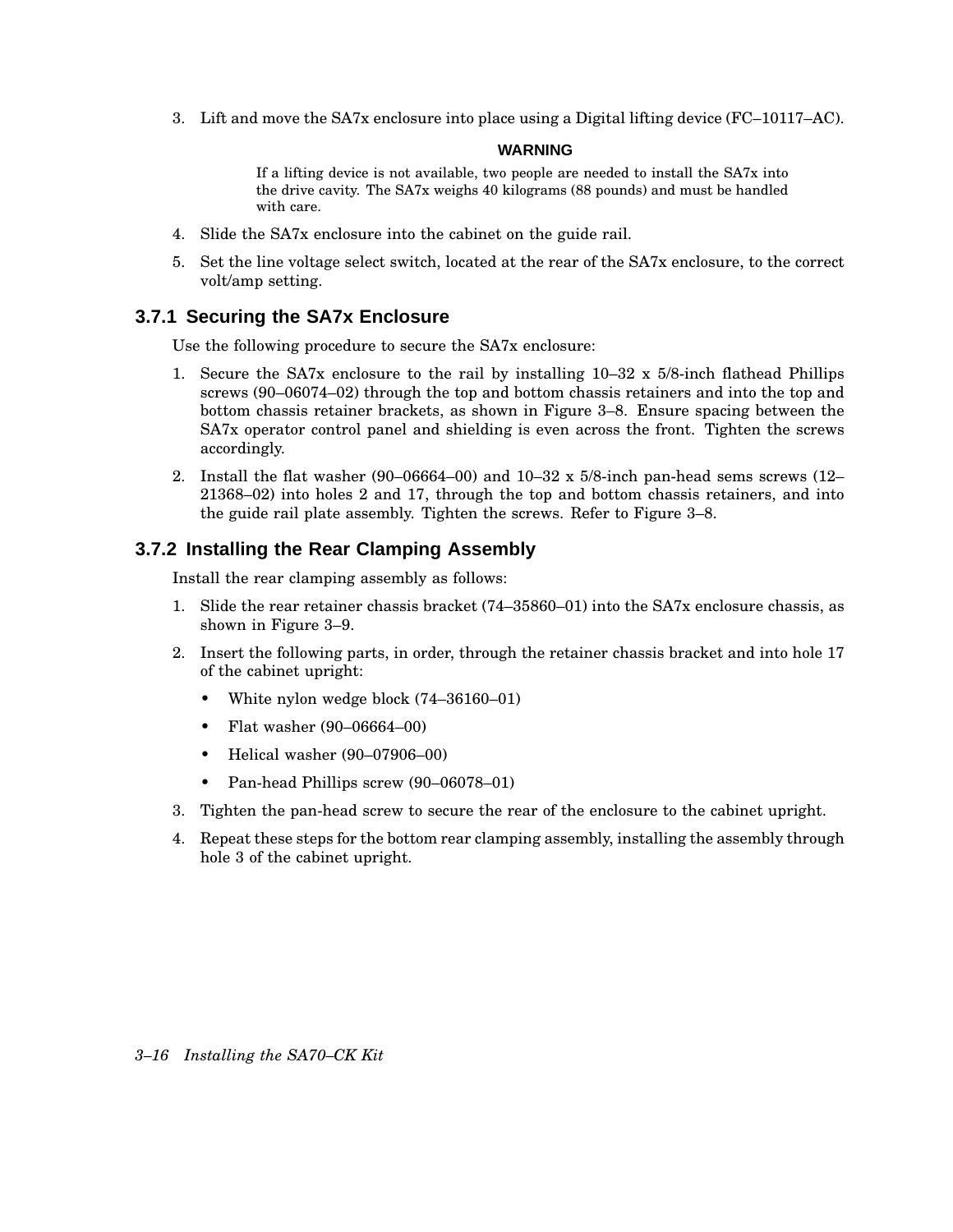3. Lift and move the SA7x enclosure into place using a Digital lifting device (FC–10117–AC).

**WARNING**

If a lifting device is not available, two people are needed to install the SA7x into the drive cavity. The SA7x weighs 40 kilograms (88 pounds) and must be handled with care.

4. Slide the SA7x enclosure into the cabinet on the guide rail.
5. Set the line voltage select switch, located at the rear of the SA7x enclosure, to the correct volt/amp setting.

### 3.7.1 Securing the SA7x Enclosure

Use the following procedure to secure the SA7x enclosure:

1. Secure the SA7x enclosure to the rail by installing 10–32 x 5/8-inch flathead Phillips screws (90–06074–02) through the top and bottom chassis retainers and into the top and bottom chassis retainer brackets, as shown in Figure 3–8. Ensure spacing between the SA7x operator control panel and shielding is even across the front. Tighten the screws accordingly.
2. Install the flat washer (90–06664–00) and 10–32 x 5/8-inch pan-head sems screws (12–21368–02) into holes 2 and 17, through the top and bottom chassis retainers, and into the guide rail plate assembly. Tighten the screws. Refer to Figure 3–8.

### 3.7.2 Installing the Rear Clamping Assembly

Install the rear clamping assembly as follows:

1. Slide the rear retainer chassis bracket (74–35860–01) into the SA7x enclosure chassis, as shown in Figure 3–9.
2. Insert the following parts, in order, through the retainer chassis bracket and into hole 17 of the cabinet upright:
   - White nylon wedge block (74–36160–01)
   - Flat washer (90–06664–00)
   - Helical washer (90–07906–00)
   - Pan-head Phillips screw (90–06078–01)
3. Tighten the pan-head screw to secure the rear of the enclosure to the cabinet upright.
4. Repeat these steps for the bottom rear clamping assembly, installing the assembly through hole 3 of the cabinet upright.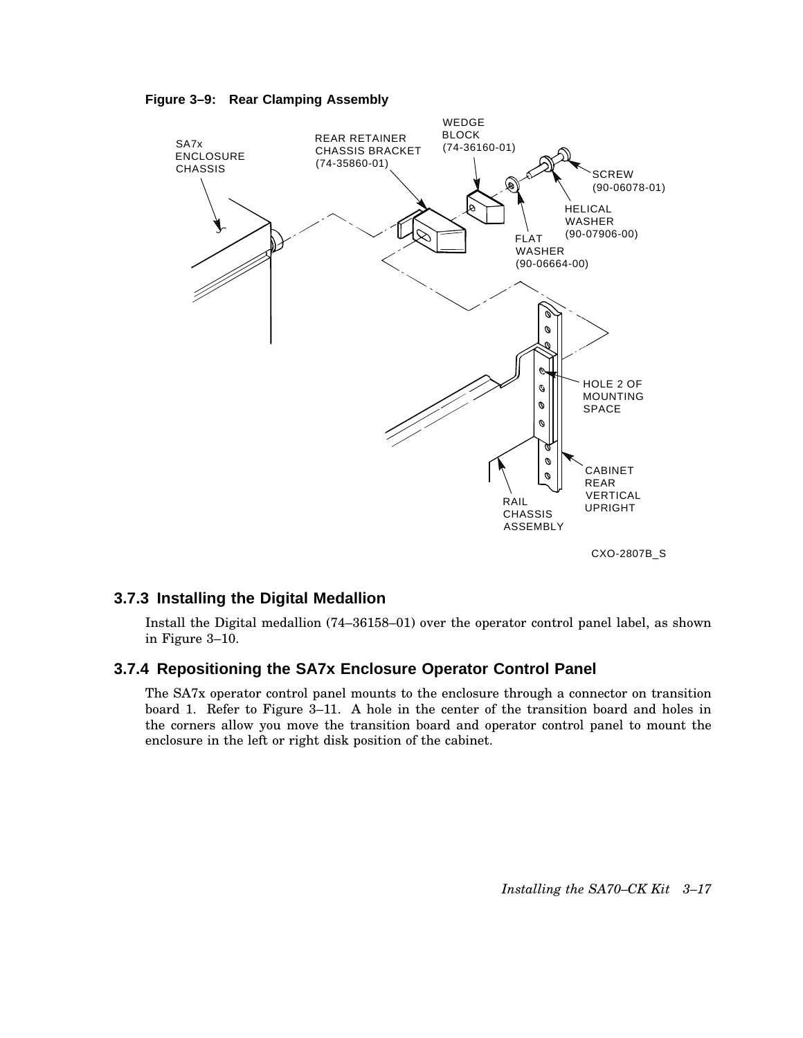**Figure 3–9: Rear Clamping Assembly**

### 3.7.3 Installing the Digital Medallion

Install the Digital medallion (74–36158–01) over the operator control panel label, as shown in Figure 3–10.

### 3.7.4 Repositioning the SA7x Enclosure Operator Control Panel

The SA7x operator control panel mounts to the enclosure through a connector on transition board 1. Refer to Figure 3–11. A hole in the center of the transition board and holes in the corners allow you move the transition board and operator control panel to mount the enclosure in the left or right disk position of the cabinet.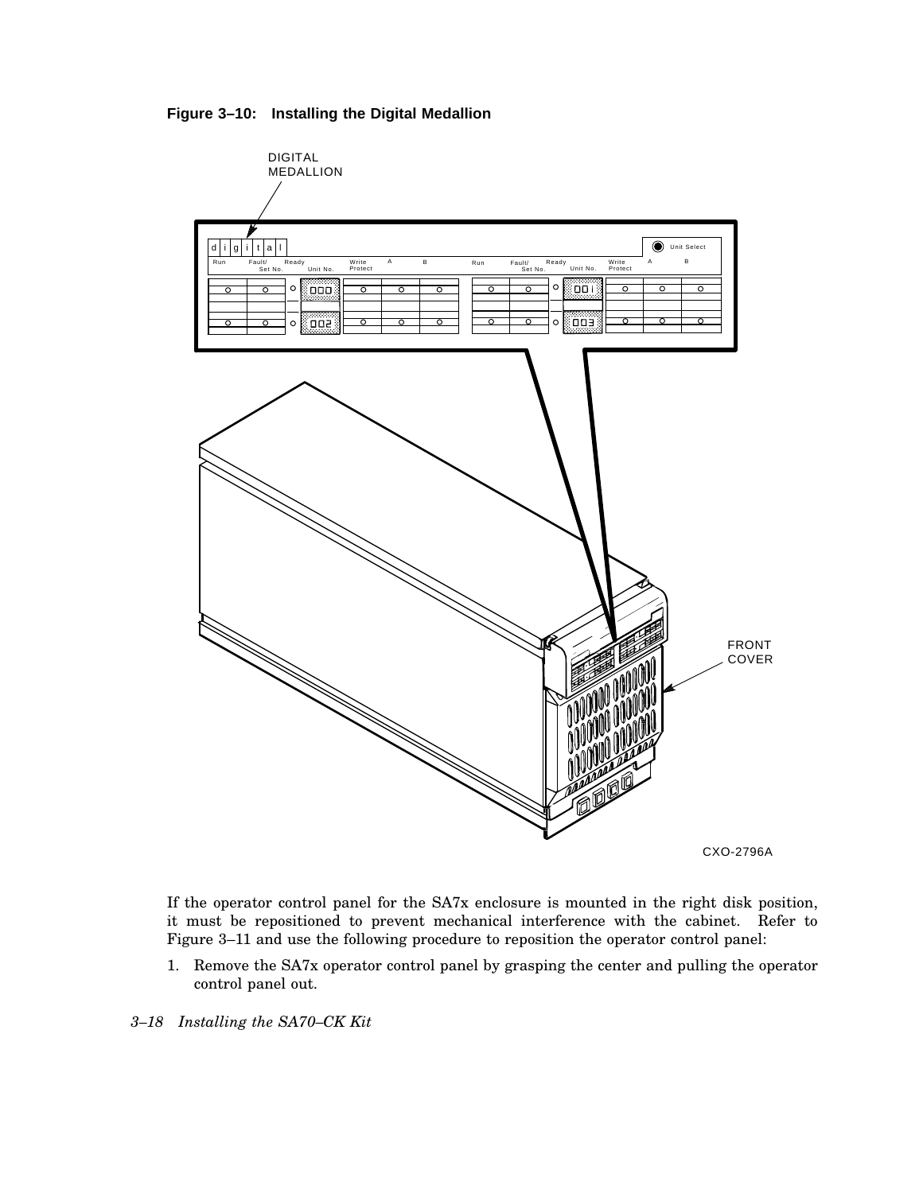**Figure 3–10: Installing the Digital Medallion**

If the operator control panel for the SA7x enclosure is mounted in the right disk position, it must be repositioned to prevent mechanical interference with the cabinet. Refer to Figure 3–11 and use the following procedure to reposition the operator control panel:

1. Remove the SA7x operator control panel by grasping the center and pulling the operator control panel out.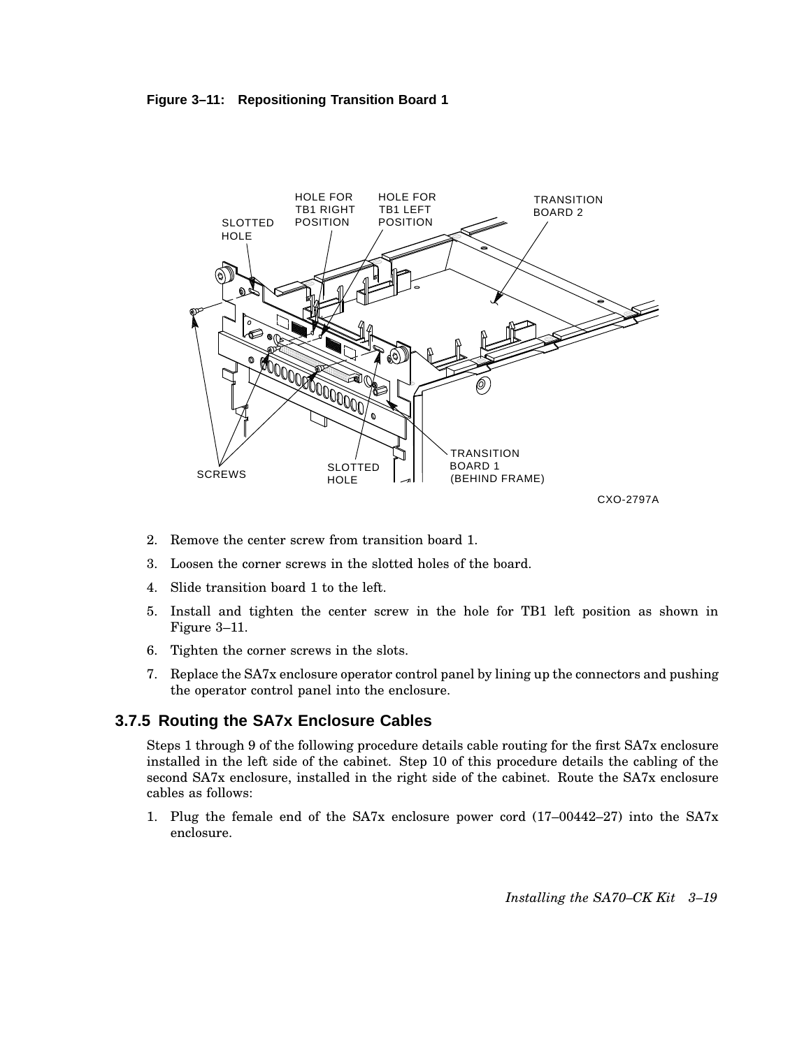**Figure 3–11: Repositioning Transition Board 1**

2. Remove the center screw from transition board 1.
3. Loosen the corner screws in the slotted holes of the board.
4. Slide transition board 1 to the left.
5. Install and tighten the center screw in the hole for TB1 left position as shown in Figure 3–11.
6. Tighten the corner screws in the slots.
7. Replace the SA7x enclosure operator control panel by lining up the connectors and pushing the operator control panel into the enclosure.

### 3.7.5 Routing the SA7x Enclosure Cables

Steps 1 through 9 of the following procedure details cable routing for the first SA7x enclosure installed in the left side of the cabinet. Step 10 of this procedure details the cabling of the second SA7x enclosure, installed in the right side of the cabinet. Route the SA7x enclosure cables as follows:

1. Plug the female end of the SA7x enclosure power cord (17–00442–27) into the SA7x enclosure.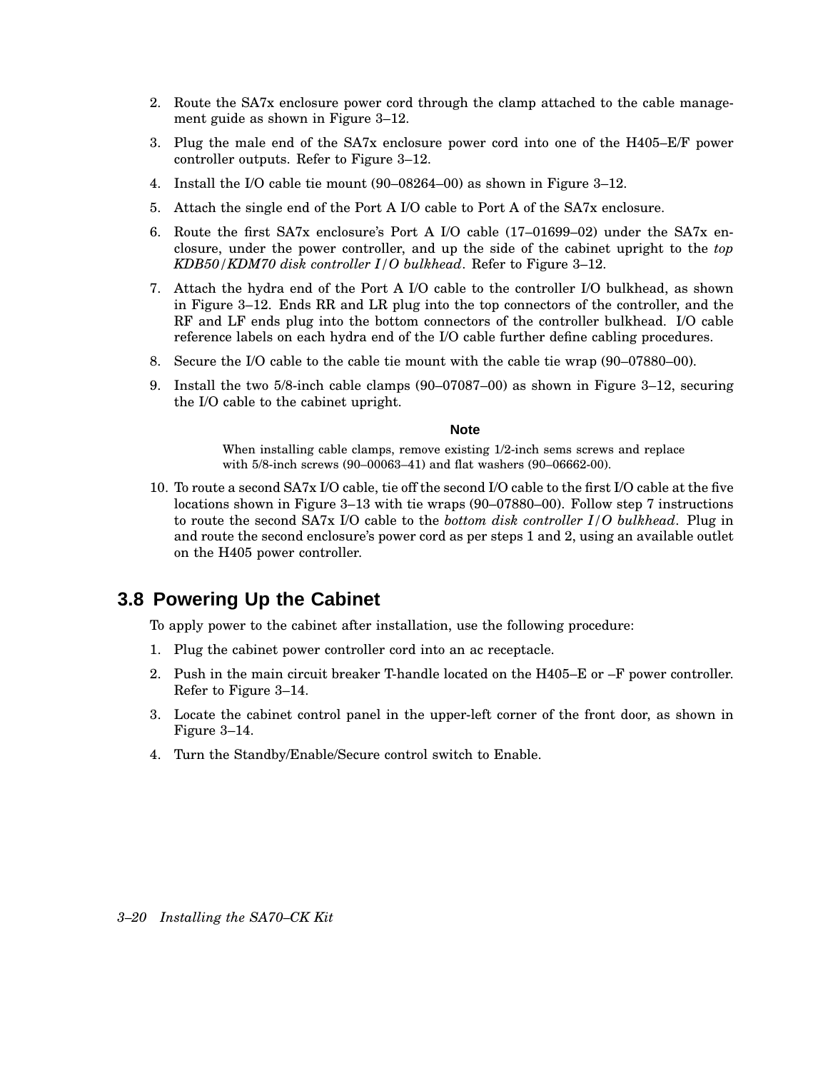2. Route the SA7x enclosure power cord through the clamp attached to the cable management guide as shown in Figure 3–12.
3. Plug the male end of the SA7x enclosure power cord into one of the H405–E/F power controller outputs. Refer to Figure 3–12.
4. Install the I/O cable tie mount (90–08264–00) as shown in Figure 3–12.
5. Attach the single end of the Port A I/O cable to Port A of the SA7x enclosure.
6. Route the first SA7x enclosure's Port A I/O cable (17–01699–02) under the SA7x enclosure, under the power controller, and up the side of the cabinet upright to the *top KDB50/KDM70 disk controller I/O bulkhead*. Refer to Figure 3–12.
7. Attach the hydra end of the Port A I/O cable to the controller I/O bulkhead, as shown in Figure 3–12. Ends RR and LR plug into the top connectors of the controller, and the RF and LF ends plug into the bottom connectors of the controller bulkhead. I/O cable reference labels on each hydra end of the I/O cable further define cabling procedures.
8. Secure the I/O cable to the cable tie mount with the cable tie wrap (90–07880–00).
9. Install the two 5/8-inch cable clamps (90–07087–00) as shown in Figure 3–12, securing the I/O cable to the cabinet upright.

**Note**

When installing cable clamps, remove existing 1/2-inch sems screws and replace with 5/8-inch screws (90–00063–41) and flat washers (90–06662-00).

10. To route a second SA7x I/O cable, tie off the second I/O cable to the first I/O cable at the five locations shown in Figure 3–13 with tie wraps (90–07880–00). Follow step 7 instructions to route the second SA7x I/O cable to the *bottom disk controller I/O bulkhead*. Plug in and route the second enclosure's power cord as per steps 1 and 2, using an available outlet on the H405 power controller.

## 3.8 Powering Up the Cabinet

To apply power to the cabinet after installation, use the following procedure:

1. Plug the cabinet power controller cord into an ac receptacle.
2. Push in the main circuit breaker T-handle located on the H405–E or –F power controller. Refer to Figure 3–14.
3. Locate the cabinet control panel in the upper-left corner of the front door, as shown in Figure 3–14.
4. Turn the Standby/Enable/Secure control switch to Enable.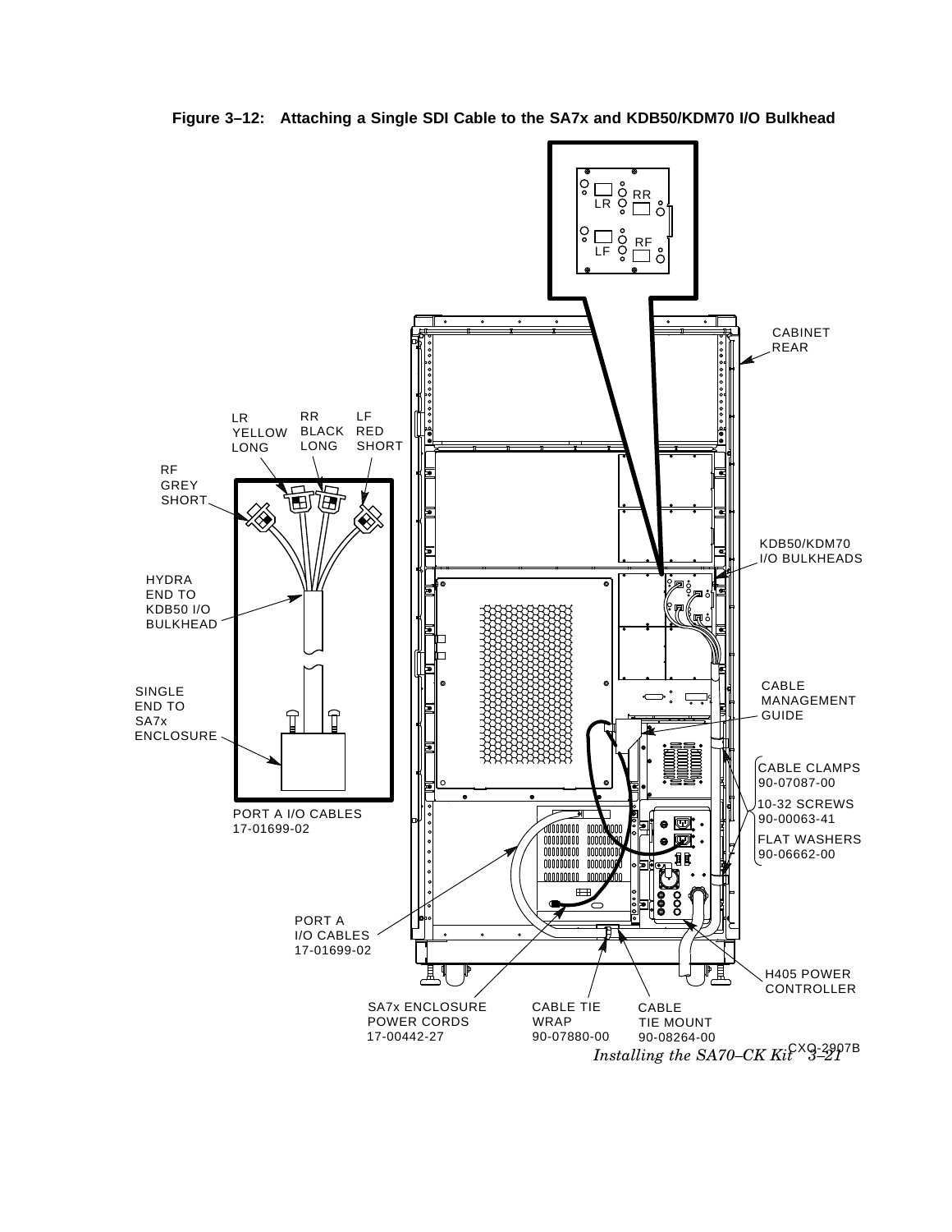**Figure 3–12: Attaching a Single SDI Cable to the SA7x and KDB50/KDM70 I/O Bulkhead**

LR
RR
LF
RF

CABINET REAR

LR YELLOW LONG

RR BLACK LONG

LF RED SHORT

RF GREY SHORT

KDB50/KDM70 I/O BULKHEADS

HYDRA END TO KDB50 I/O BULKHEAD

SINGLE END TO SA7x ENCLOSURE

CABLE MANAGEMENT GUIDE

CABLE CLAMPS 90-07087-00

10-32 SCREWS 90-00063-41

FLAT WASHERS 90-06662-00

PORT A I/O CABLES 17-01699-02

PORT A I/O CABLES 17-01699-02

H405 POWER CONTROLLER

SA7x ENCLOSURE POWER CORDS 17-00442-27

CABLE TIE WRAP 90-07880-00

CABLE TIE MOUNT 90-08264-00

CXO-2907B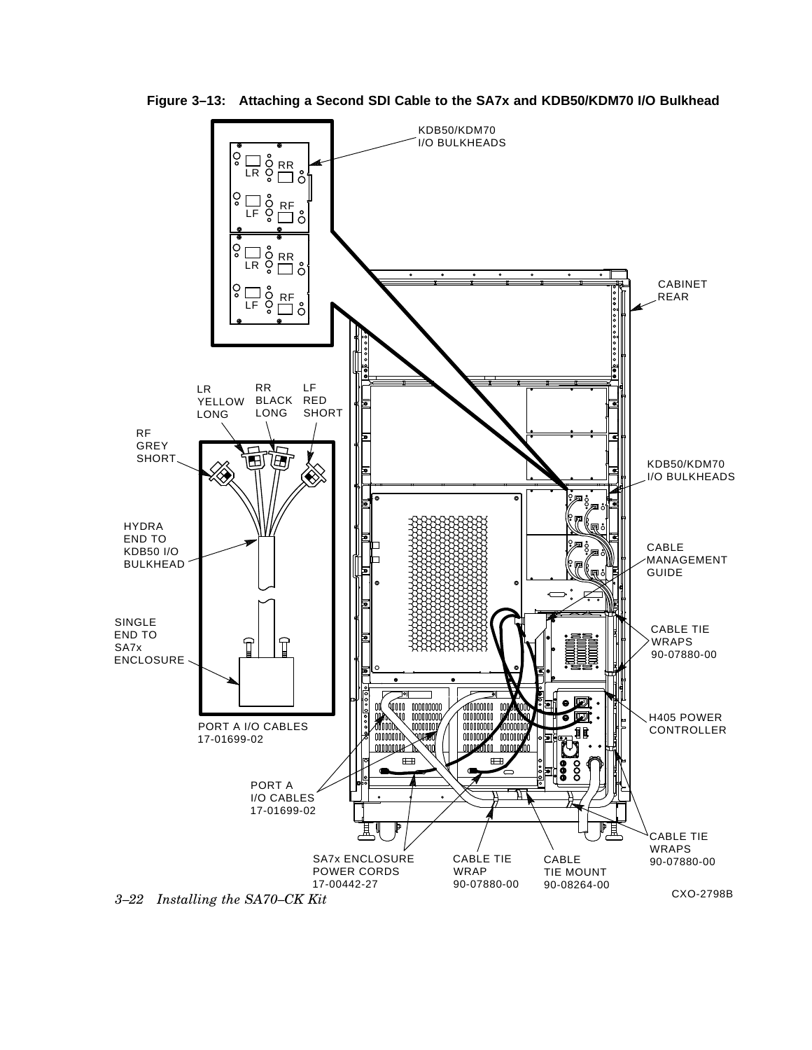**Figure 3–13: Attaching a Second SDI Cable to the SA7x and KDB50/KDM70 I/O Bulkhead**

KDB50/KDM70 I/O BULKHEADS

LR RR LF RF

CABINET REAR

LR YELLOW LONG

RR BLACK LONG

LF RED SHORT

RF GREY SHORT

HYDRA END TO KDB50 I/O BULKHEAD

SINGLE END TO SA7x ENCLOSURE

PORT A I/O CABLES 17-01699-02

PORT A I/O CABLES 17-01699-02

SA7x ENCLOSURE POWER CORDS 17-00442-27

CABLE TIE WRAP 90-07880-00

CABLE TIE MOUNT 90-08264-00

CABLE TIE WRAPS 90-07880-00

H405 POWER CONTROLLER

CABLE TIE WRAPS 90-07880-00

CABLE MANAGEMENT GUIDE

KDB50/KDM70 I/O BULKHEADS

CXO-2798B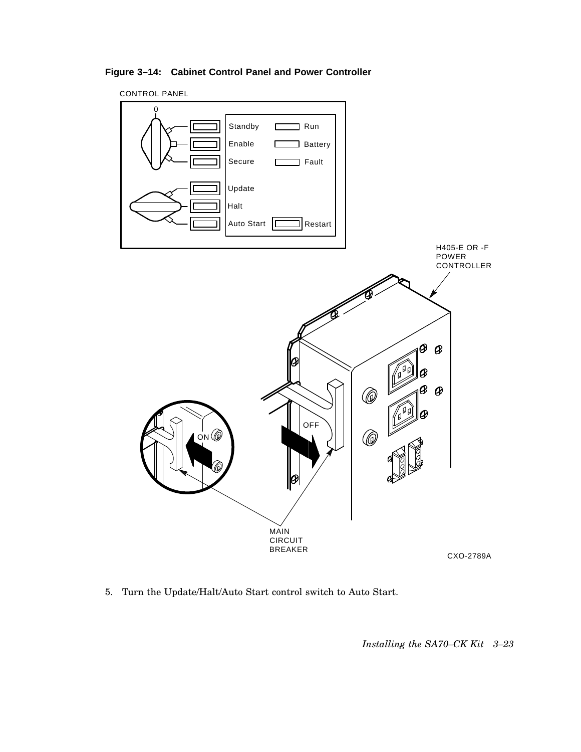**Figure 3–14: Cabinet Control Panel and Power Controller**

5. Turn the Update/Halt/Auto Start control switch to Auto Start.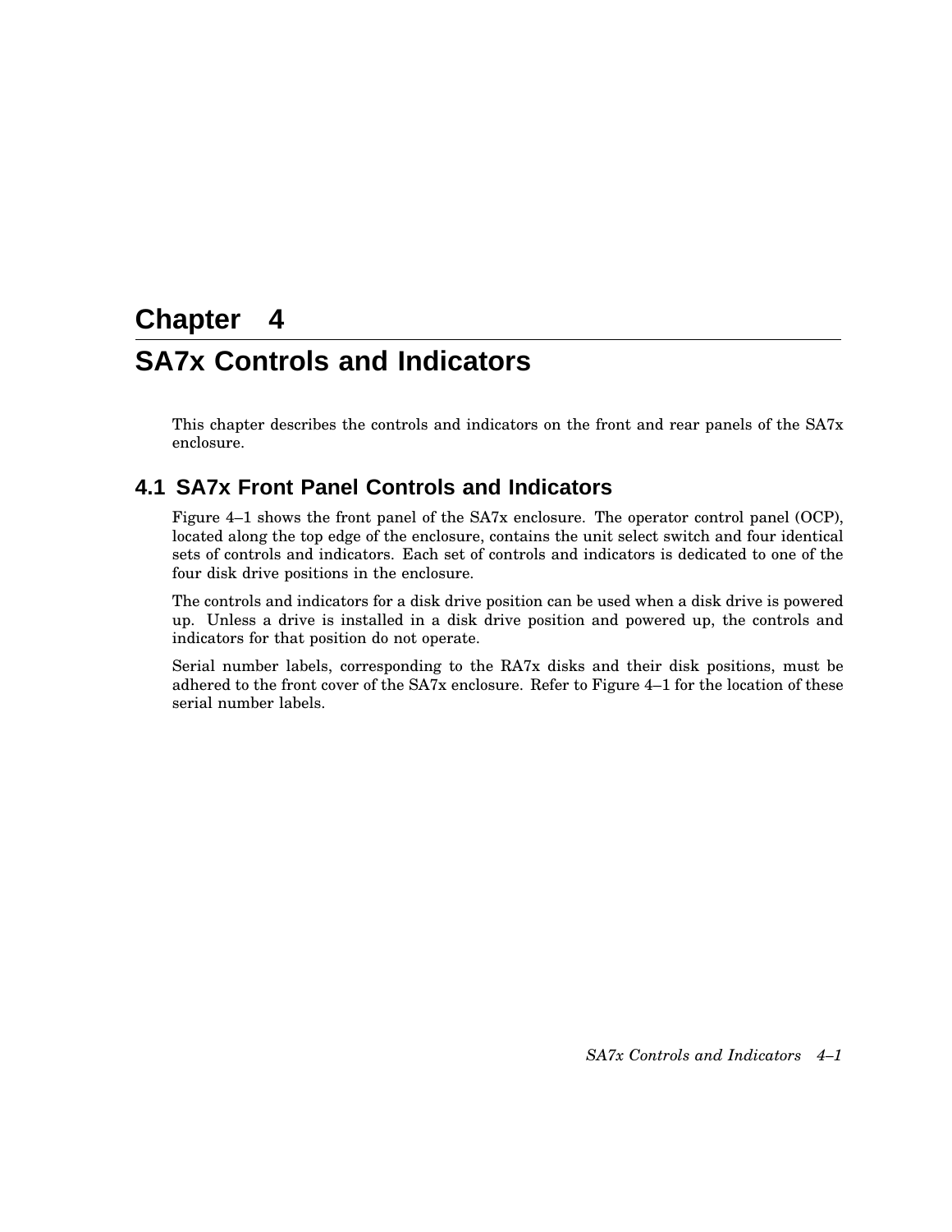# Chapter 4

# SA7x Controls and Indicators

This chapter describes the controls and indicators on the front and rear panels of the SA7x enclosure.

## 4.1 SA7x Front Panel Controls and Indicators

Figure 4–1 shows the front panel of the SA7x enclosure. The operator control panel (OCP), located along the top edge of the enclosure, contains the unit select switch and four identical sets of controls and indicators. Each set of controls and indicators is dedicated to one of the four disk drive positions in the enclosure.

The controls and indicators for a disk drive position can be used when a disk drive is powered up. Unless a drive is installed in a disk drive position and powered up, the controls and indicators for that position do not operate.

Serial number labels, corresponding to the RA7x disks and their disk positions, must be adhered to the front cover of the SA7x enclosure. Refer to Figure 4–1 for the location of these serial number labels.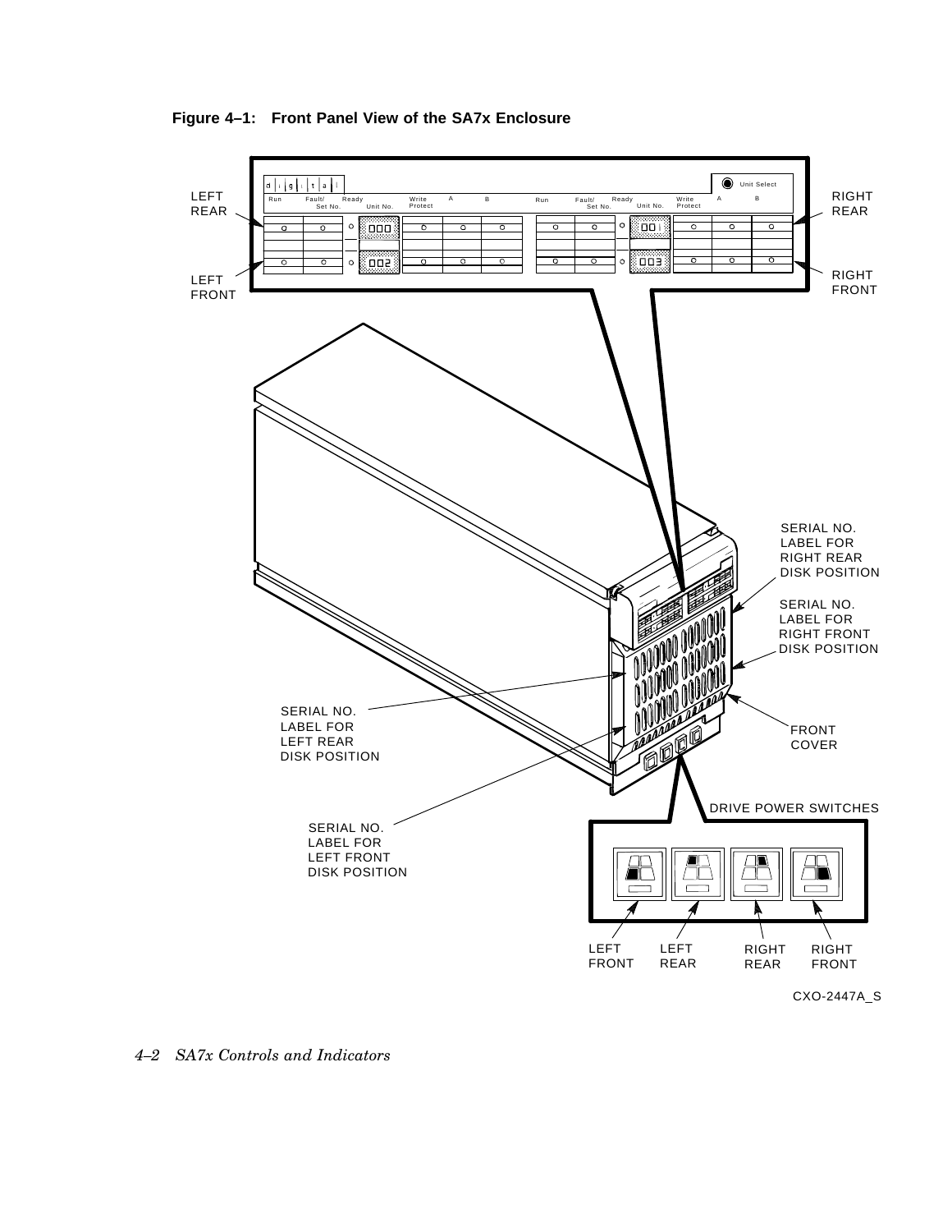**Figure 4–1: Front Panel View of the SA7x Enclosure**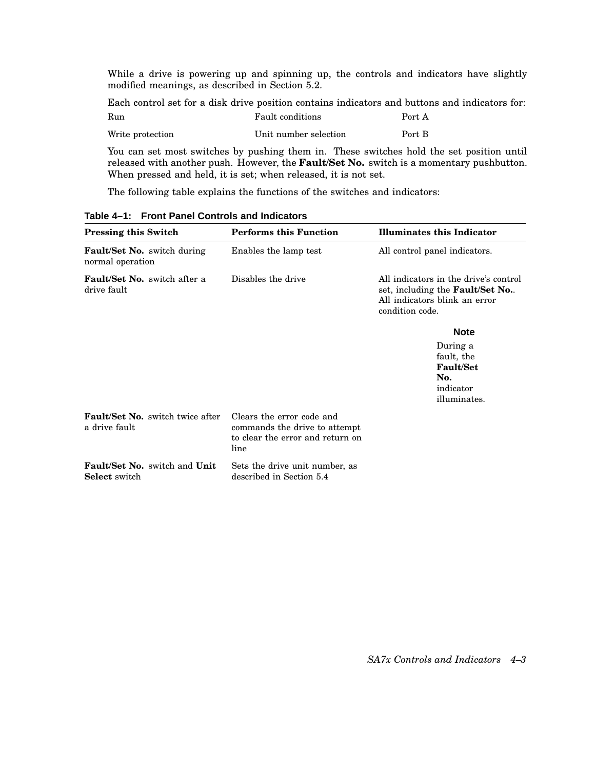While a drive is powering up and spinning up, the controls and indicators have slightly modified meanings, as described in Section 5.2.

Each control set for a disk drive position contains indicators and buttons and indicators for:

| | | |
|---|---|---|
| Run | Fault conditions | Port A |
| Write protection | Unit number selection | Port B |

You can set most switches by pushing them in. These switches hold the set position until released with another push. However, the **Fault/Set No.** switch is a momentary pushbutton. When pressed and held, it is set; when released, it is not set.

The following table explains the functions of the switches and indicators:

**Table 4–1: Front Panel Controls and Indicators**

| Pressing this Switch | Performs this Function | Illuminates this Indicator |
|---|---|---|
| **Fault/Set No.** switch during normal operation | Enables the lamp test | All control panel indicators. |
| **Fault/Set No.** switch after a drive fault | Disables the drive | All indicators in the drive's control set, including the **Fault/Set No.**. All indicators blink an error condition code. **Note:** During a fault, the **Fault/Set No.** indicator illuminates. |
| **Fault/Set No.** switch twice after a drive fault | Clears the error code and commands the drive to attempt to clear the error and return on line | |
| **Fault/Set No.** switch and **Unit Select** switch | Sets the drive unit number, as described in Section 5.4 | |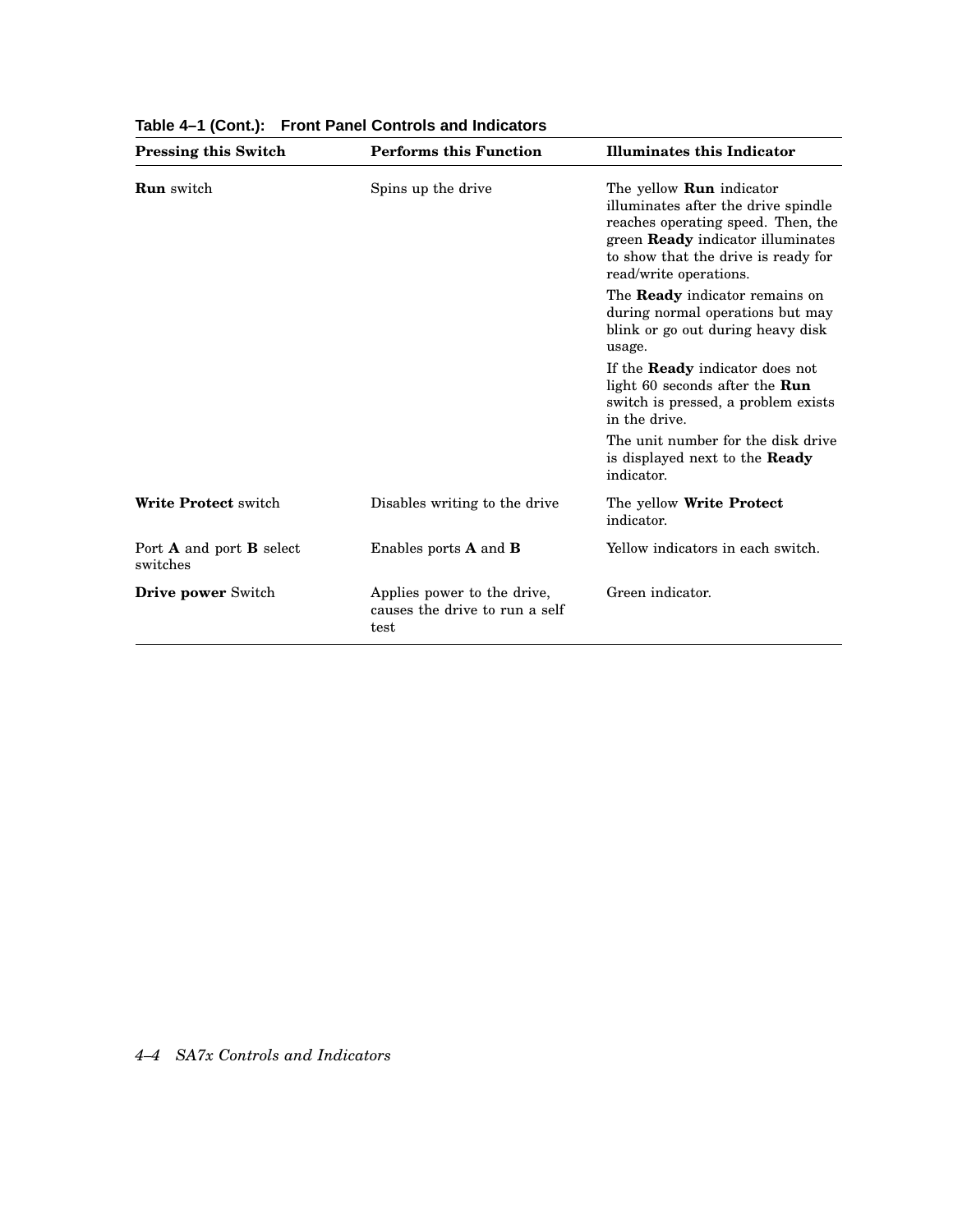**Table 4–1 (Cont.): Front Panel Controls and Indicators**

| Pressing this Switch | Performs this Function | Illuminates this Indicator |
| --- | --- | --- |
| **Run** switch | Spins up the drive | The yellow **Run** indicator illuminates after the drive spindle reaches operating speed. Then, the green **Ready** indicator illuminates to show that the drive is ready for read/write operations.<br><br>The **Ready** indicator remains on during normal operations but may blink or go out during heavy disk usage.<br><br>If the **Ready** indicator does not light 60 seconds after the **Run** switch is pressed, a problem exists in the drive.<br><br>The unit number for the disk drive is displayed next to the **Ready** indicator. |
| **Write Protect** switch | Disables writing to the drive | The yellow **Write Protect** indicator. |
| Port **A** and port **B** select switches | Enables ports **A** and **B** | Yellow indicators in each switch. |
| **Drive power** Switch | Applies power to the drive, causes the drive to run a self test | Green indicator. |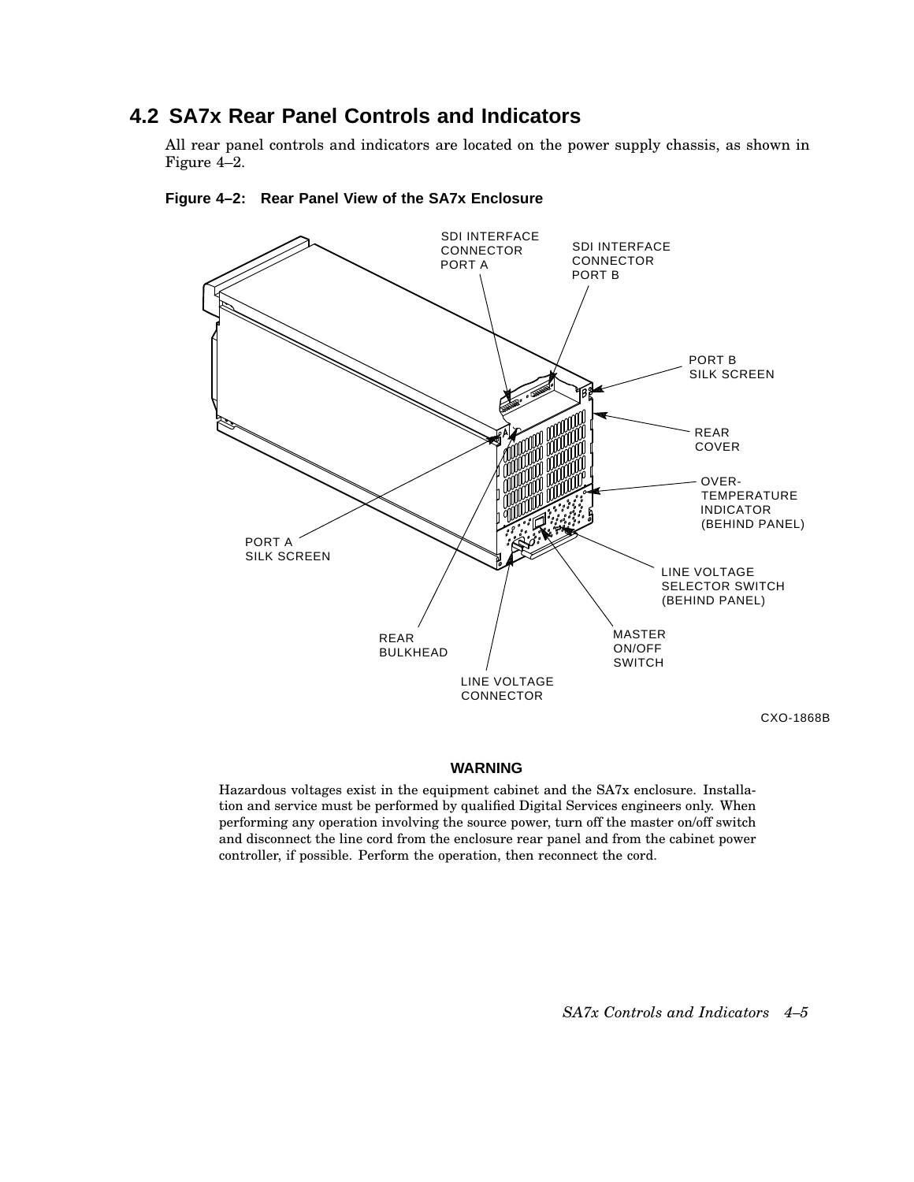## 4.2 SA7x Rear Panel Controls and Indicators

All rear panel controls and indicators are located on the power supply chassis, as shown in Figure 4–2.

**Figure 4–2: Rear Panel View of the SA7x Enclosure**

SDI INTERFACE CONNECTOR PORT A

SDI INTERFACE CONNECTOR PORT B

PORT B SILK SCREEN

REAR COVER

OVER-TEMPERATURE INDICATOR (BEHIND PANEL)

PORT A SILK SCREEN

LINE VOLTAGE SELECTOR SWITCH (BEHIND PANEL)

REAR BULKHEAD

MASTER ON/OFF SWITCH

LINE VOLTAGE CONNECTOR

CXO-1868B

**WARNING**

Hazardous voltages exist in the equipment cabinet and the SA7x enclosure. Installation and service must be performed by qualified Digital Services engineers only. When performing any operation involving the source power, turn off the master on/off switch and disconnect the line cord from the enclosure rear panel and from the cabinet power controller, if possible. Perform the operation, then reconnect the cord.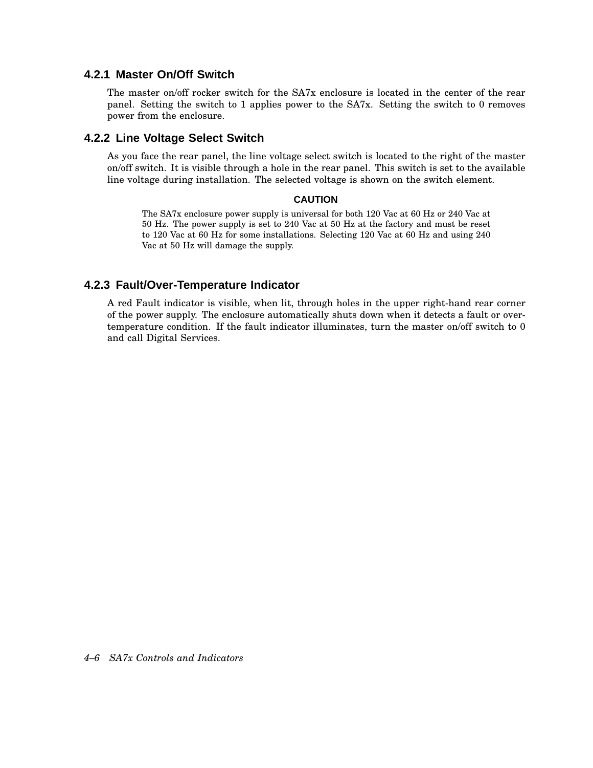### 4.2.1 Master On/Off Switch

The master on/off rocker switch for the SA7x enclosure is located in the center of the rear panel. Setting the switch to 1 applies power to the SA7x. Setting the switch to 0 removes power from the enclosure.

### 4.2.2 Line Voltage Select Switch

As you face the rear panel, the line voltage select switch is located to the right of the master on/off switch. It is visible through a hole in the rear panel. This switch is set to the available line voltage during installation. The selected voltage is shown on the switch element.

**CAUTION**

The SA7x enclosure power supply is universal for both 120 Vac at 60 Hz or 240 Vac at 50 Hz. The power supply is set to 240 Vac at 50 Hz at the factory and must be reset to 120 Vac at 60 Hz for some installations. Selecting 120 Vac at 60 Hz and using 240 Vac at 50 Hz will damage the supply.

### 4.2.3 Fault/Over-Temperature Indicator

A red Fault indicator is visible, when lit, through holes in the upper right-hand rear corner of the power supply. The enclosure automatically shuts down when it detects a fault or over-temperature condition. If the fault indicator illuminates, turn the master on/off switch to 0 and call Digital Services.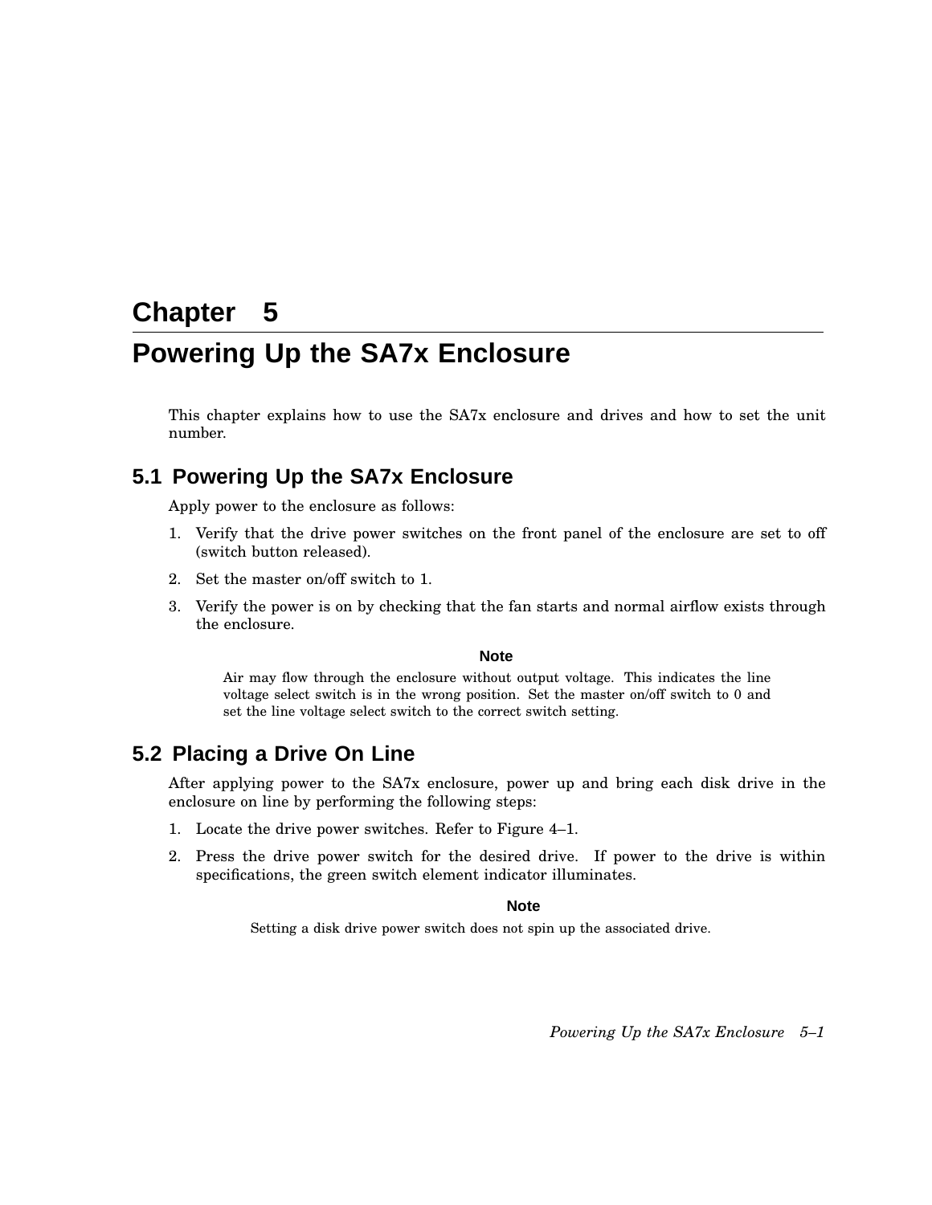# Chapter 5

# Powering Up the SA7x Enclosure

This chapter explains how to use the SA7x enclosure and drives and how to set the unit number.

## 5.1 Powering Up the SA7x Enclosure

Apply power to the enclosure as follows:

1. Verify that the drive power switches on the front panel of the enclosure are set to off (switch button released).
2. Set the master on/off switch to 1.
3. Verify the power is on by checking that the fan starts and normal airflow exists through the enclosure.

**Note**

Air may flow through the enclosure without output voltage. This indicates the line voltage select switch is in the wrong position. Set the master on/off switch to 0 and set the line voltage select switch to the correct switch setting.

## 5.2 Placing a Drive On Line

After applying power to the SA7x enclosure, power up and bring each disk drive in the enclosure on line by performing the following steps:

1. Locate the drive power switches. Refer to Figure 4–1.
2. Press the drive power switch for the desired drive. If power to the drive is within specifications, the green switch element indicator illuminates.

**Note**

Setting a disk drive power switch does not spin up the associated drive.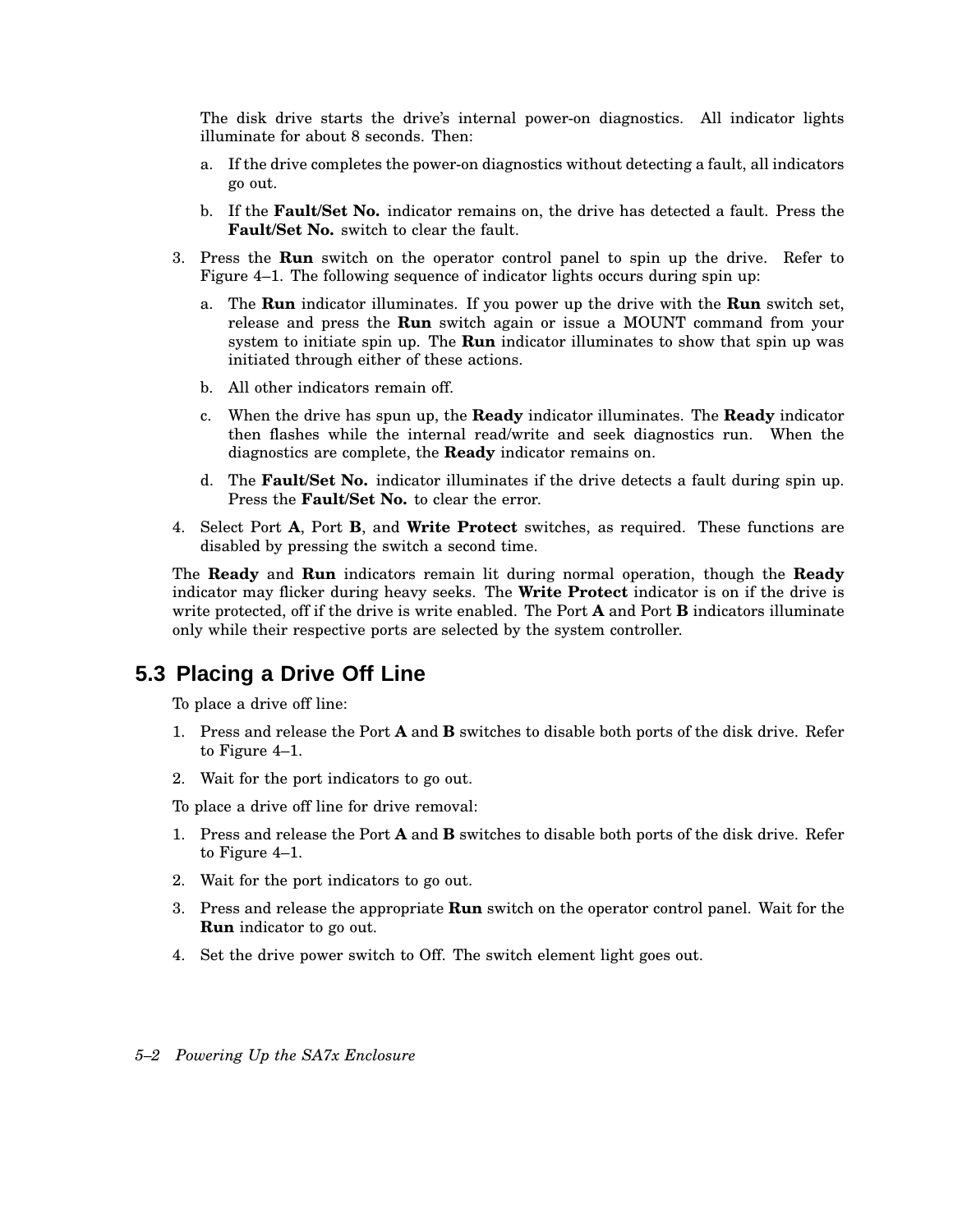The disk drive starts the drive's internal power-on diagnostics. All indicator lights illuminate for about 8 seconds. Then:

a. If the drive completes the power-on diagnostics without detecting a fault, all indicators go out.

b. If the **Fault/Set No.** indicator remains on, the drive has detected a fault. Press the **Fault/Set No.** switch to clear the fault.

3. Press the **Run** switch on the operator control panel to spin up the drive. Refer to Figure 4–1. The following sequence of indicator lights occurs during spin up:

   a. The **Run** indicator illuminates. If you power up the drive with the **Run** switch set, release and press the **Run** switch again or issue a MOUNT command from your system to initiate spin up. The **Run** indicator illuminates to show that spin up was initiated through either of these actions.

   b. All other indicators remain off.

   c. When the drive has spun up, the **Ready** indicator illuminates. The **Ready** indicator then flashes while the internal read/write and seek diagnostics run. When the diagnostics are complete, the **Ready** indicator remains on.

   d. The **Fault/Set No.** indicator illuminates if the drive detects a fault during spin up. Press the **Fault/Set No.** to clear the error.

4. Select Port **A**, Port **B**, and **Write Protect** switches, as required. These functions are disabled by pressing the switch a second time.

The **Ready** and **Run** indicators remain lit during normal operation, though the **Ready** indicator may flicker during heavy seeks. The **Write Protect** indicator is on if the drive is write protected, off if the drive is write enabled. The Port **A** and Port **B** indicators illuminate only while their respective ports are selected by the system controller.

## 5.3 Placing a Drive Off Line

To place a drive off line:

1. Press and release the Port **A** and **B** switches to disable both ports of the disk drive. Refer to Figure 4–1.
2. Wait for the port indicators to go out.

To place a drive off line for drive removal:

1. Press and release the Port **A** and **B** switches to disable both ports of the disk drive. Refer to Figure 4–1.
2. Wait for the port indicators to go out.
3. Press and release the appropriate **Run** switch on the operator control panel. Wait for the **Run** indicator to go out.
4. Set the drive power switch to Off. The switch element light goes out.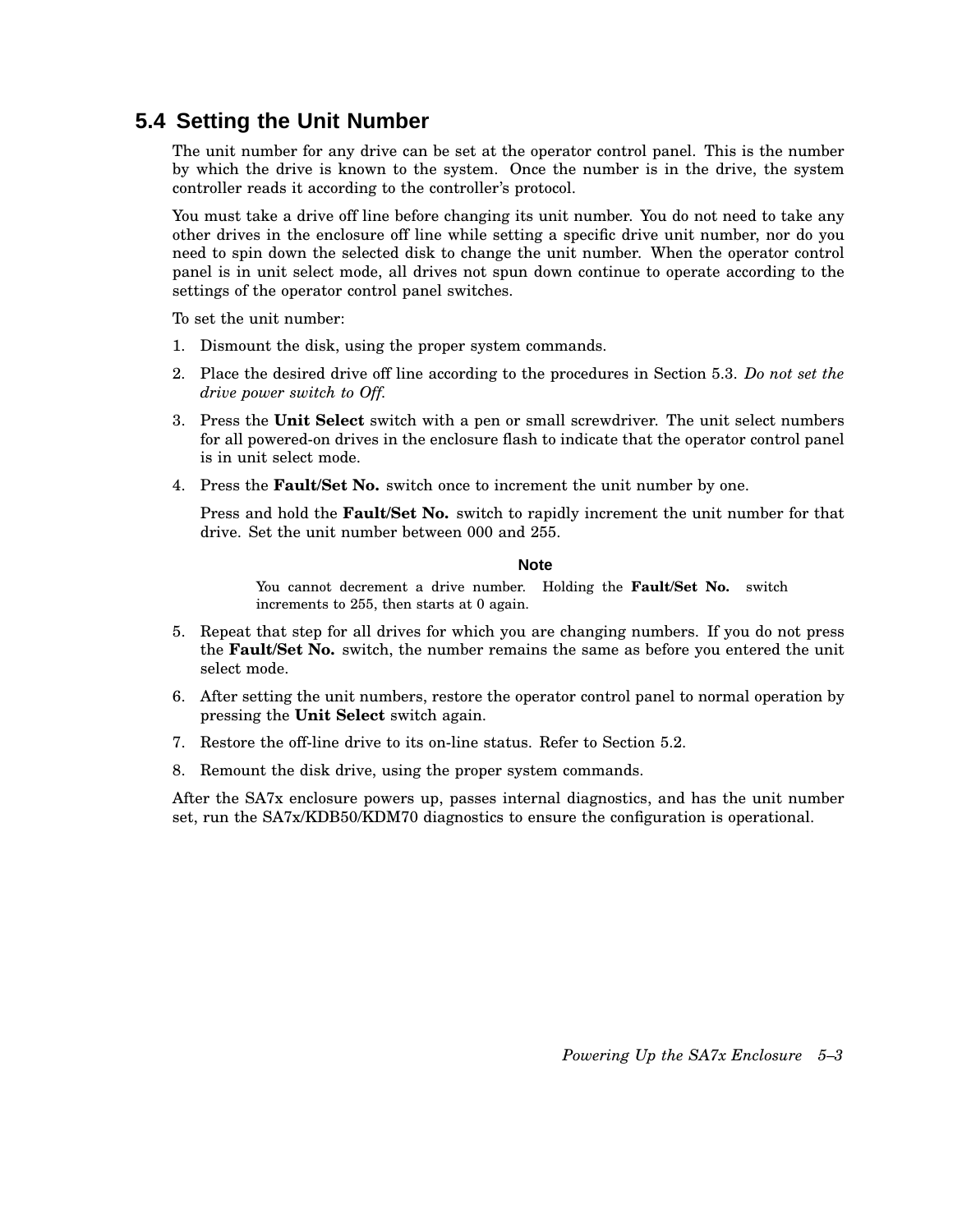## 5.4 Setting the Unit Number

The unit number for any drive can be set at the operator control panel. This is the number by which the drive is known to the system. Once the number is in the drive, the system controller reads it according to the controller's protocol.

You must take a drive off line before changing its unit number. You do not need to take any other drives in the enclosure off line while setting a specific drive unit number, nor do you need to spin down the selected disk to change the unit number. When the operator control panel is in unit select mode, all drives not spun down continue to operate according to the settings of the operator control panel switches.

To set the unit number:

1. Dismount the disk, using the proper system commands.
2. Place the desired drive off line according to the procedures in Section 5.3. *Do not set the drive power switch to Off.*
3. Press the **Unit Select** switch with a pen or small screwdriver. The unit select numbers for all powered-on drives in the enclosure flash to indicate that the operator control panel is in unit select mode.
4. Press the **Fault/Set No.** switch once to increment the unit number by one.

   Press and hold the **Fault/Set No.** switch to rapidly increment the unit number for that drive. Set the unit number between 000 and 255.

   **Note**

   You cannot decrement a drive number. Holding the **Fault/Set No.** switch increments to 255, then starts at 0 again.

5. Repeat that step for all drives for which you are changing numbers. If you do not press the **Fault/Set No.** switch, the number remains the same as before you entered the unit select mode.
6. After setting the unit numbers, restore the operator control panel to normal operation by pressing the **Unit Select** switch again.
7. Restore the off-line drive to its on-line status. Refer to Section 5.2.
8. Remount the disk drive, using the proper system commands.

After the SA7x enclosure powers up, passes internal diagnostics, and has the unit number set, run the SA7x/KDB50/KDM70 diagnostics to ensure the configuration is operational.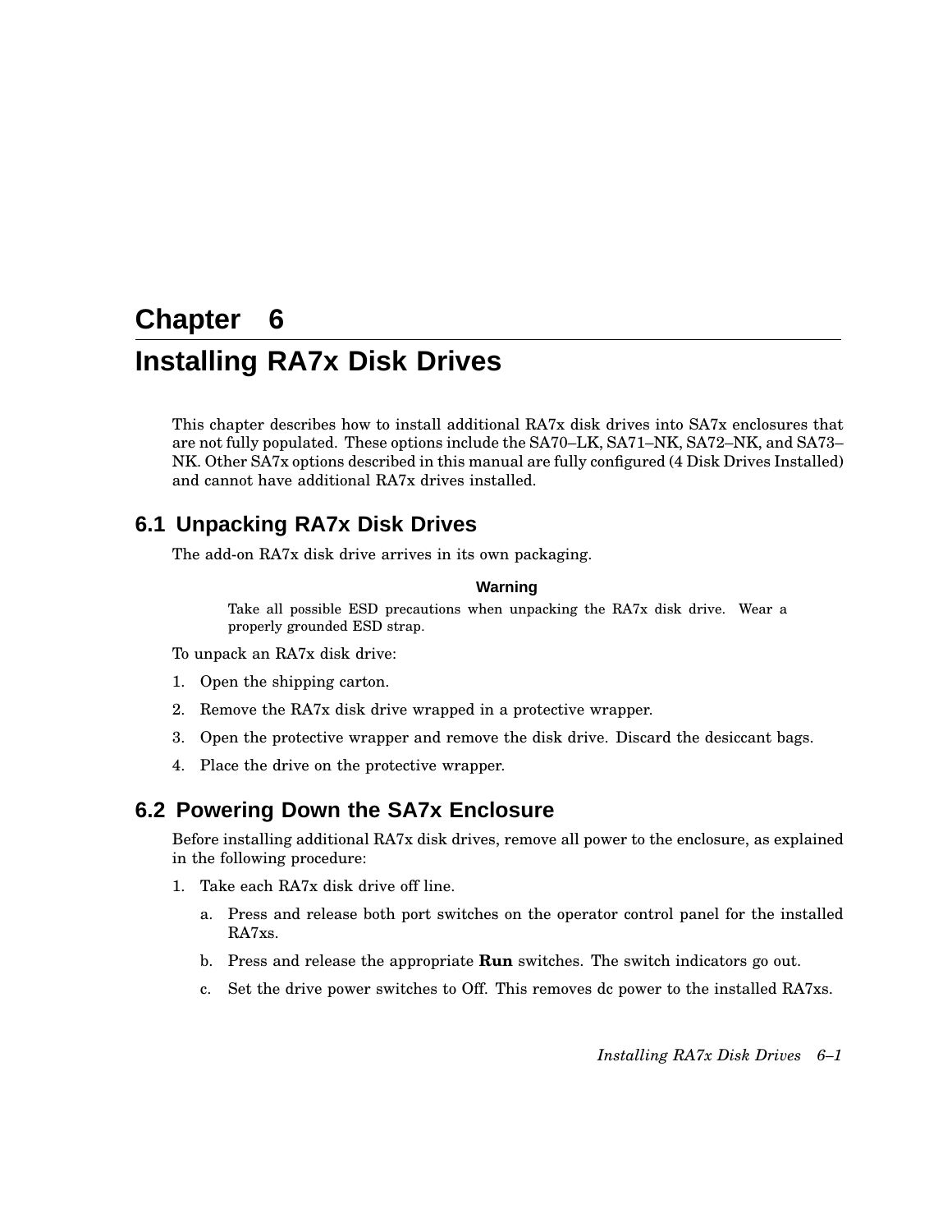# Chapter 6

# Installing RA7x Disk Drives

This chapter describes how to install additional RA7x disk drives into SA7x enclosures that are not fully populated. These options include the SA70–LK, SA71–NK, SA72–NK, and SA73–NK. Other SA7x options described in this manual are fully configured (4 Disk Drives Installed) and cannot have additional RA7x drives installed.

## 6.1 Unpacking RA7x Disk Drives

The add-on RA7x disk drive arrives in its own packaging.

**Warning**

Take all possible ESD precautions when unpacking the RA7x disk drive. Wear a properly grounded ESD strap.

To unpack an RA7x disk drive:

1. Open the shipping carton.
2. Remove the RA7x disk drive wrapped in a protective wrapper.
3. Open the protective wrapper and remove the disk drive. Discard the desiccant bags.
4. Place the drive on the protective wrapper.

## 6.2 Powering Down the SA7x Enclosure

Before installing additional RA7x disk drives, remove all power to the enclosure, as explained in the following procedure:

1. Take each RA7x disk drive off line.
   a. Press and release both port switches on the operator control panel for the installed RA7xs.
   b. Press and release the appropriate **Run** switches. The switch indicators go out.
   c. Set the drive power switches to Off. This removes dc power to the installed RA7xs.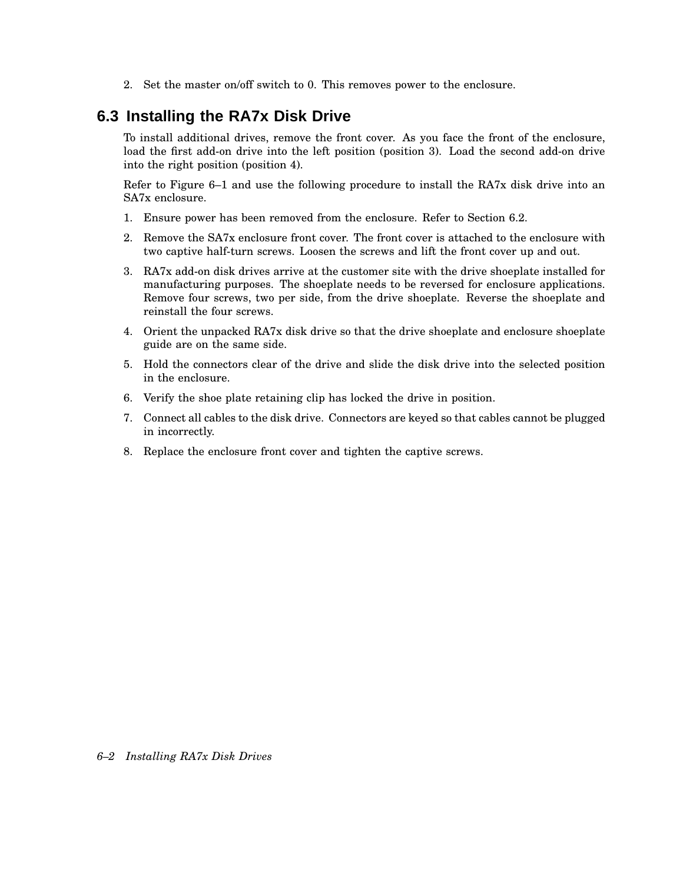2. Set the master on/off switch to 0. This removes power to the enclosure.

## 6.3 Installing the RA7x Disk Drive

To install additional drives, remove the front cover. As you face the front of the enclosure, load the first add-on drive into the left position (position 3). Load the second add-on drive into the right position (position 4).

Refer to Figure 6–1 and use the following procedure to install the RA7x disk drive into an SA7x enclosure.

1. Ensure power has been removed from the enclosure. Refer to Section 6.2.
2. Remove the SA7x enclosure front cover. The front cover is attached to the enclosure with two captive half-turn screws. Loosen the screws and lift the front cover up and out.
3. RA7x add-on disk drives arrive at the customer site with the drive shoeplate installed for manufacturing purposes. The shoeplate needs to be reversed for enclosure applications. Remove four screws, two per side, from the drive shoeplate. Reverse the shoeplate and reinstall the four screws.
4. Orient the unpacked RA7x disk drive so that the drive shoeplate and enclosure shoeplate guide are on the same side.
5. Hold the connectors clear of the drive and slide the disk drive into the selected position in the enclosure.
6. Verify the shoe plate retaining clip has locked the drive in position.
7. Connect all cables to the disk drive. Connectors are keyed so that cables cannot be plugged in incorrectly.
8. Replace the enclosure front cover and tighten the captive screws.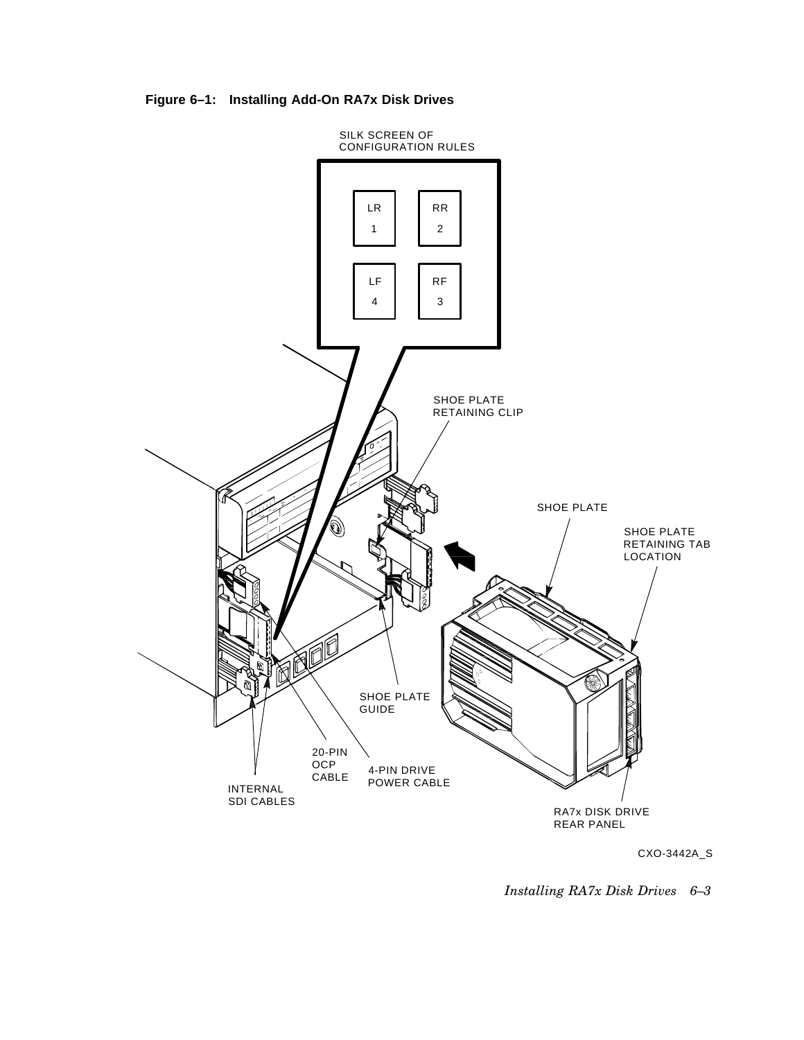**Figure 6–1: Installing Add-On RA7x Disk Drives**

SILK SCREEN OF CONFIGURATION RULES

| LR 1 | RR 2 |
|---|---|
| LF 4 | RF 3 |

SHOE PLATE RETAINING CLIP

SHOE PLATE

SHOE PLATE RETAINING TAB LOCATION

SHOE PLATE GUIDE

20-PIN OCP CABLE

4-PIN DRIVE POWER CABLE

INTERNAL SDI CABLES

RA7x DISK DRIVE REAR PANEL

CXO-3442A_S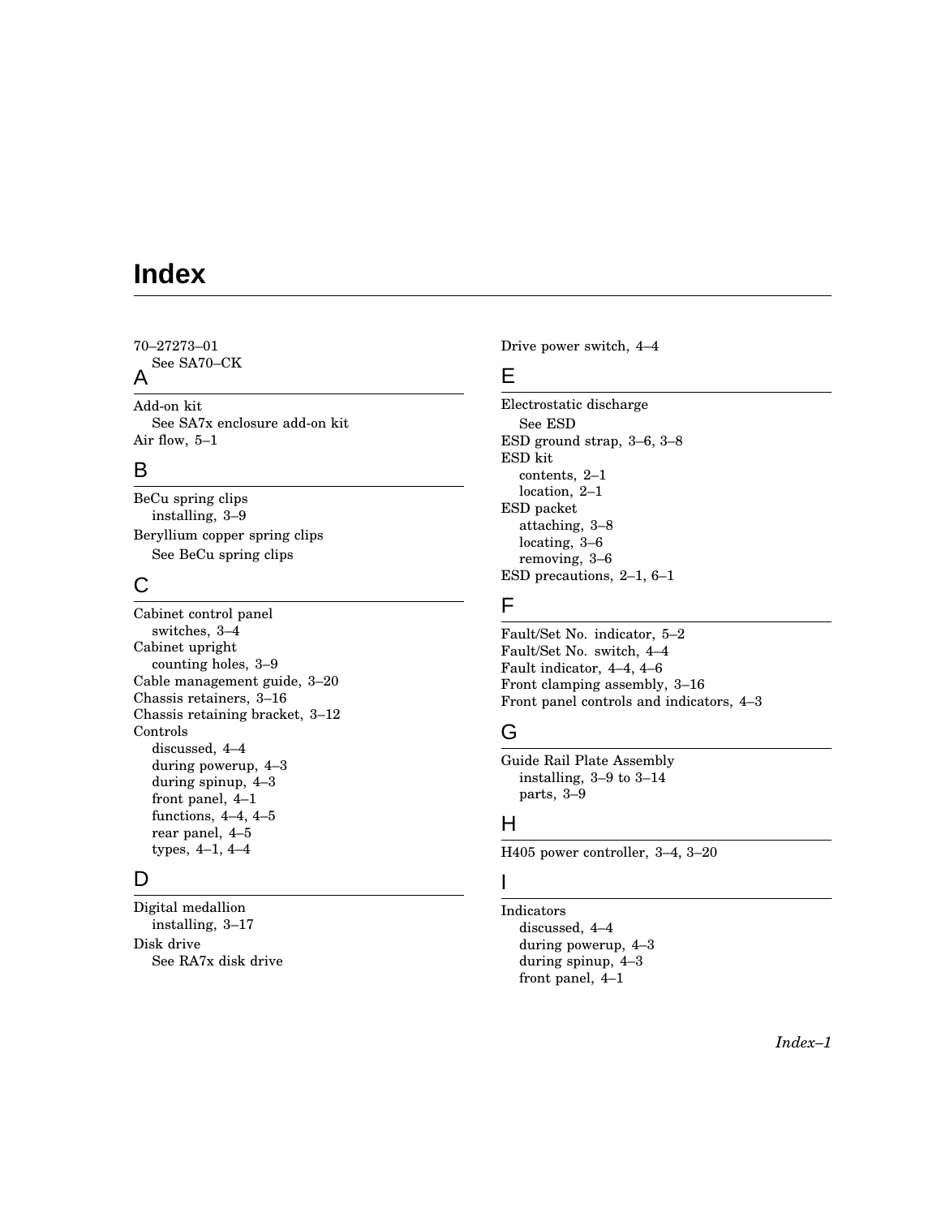# Index

70–27273–01
  See SA70–CK

## A

Add-on kit
  See SA7x enclosure add-on kit
Air flow, 5–1

## B

BeCu spring clips
  installing, 3–9
Beryllium copper spring clips
  See BeCu spring clips

## C

Cabinet control panel
  switches, 3–4
Cabinet upright
  counting holes, 3–9
Cable management guide, 3–20
Chassis retainers, 3–16
Chassis retaining bracket, 3–12
Controls
  discussed, 4–4
  during powerup, 4–3
  during spinup, 4–3
  front panel, 4–1
  functions, 4–4, 4–5
  rear panel, 4–5
  types, 4–1, 4–4

## D

Digital medallion
  installing, 3–17
Disk drive
  See RA7x disk drive
Drive power switch, 4–4

## E

Electrostatic discharge
  See ESD
ESD ground strap, 3–6, 3–8
ESD kit
  contents, 2–1
  location, 2–1
ESD packet
  attaching, 3–8
  locating, 3–6
  removing, 3–6
ESD precautions, 2–1, 6–1

## F

Fault/Set No. indicator, 5–2
Fault/Set No. switch, 4–4
Fault indicator, 4–4, 4–6
Front clamping assembly, 3–16
Front panel controls and indicators, 4–3

## G

Guide Rail Plate Assembly
  installing, 3–9 to 3–14
  parts, 3–9

## H

H405 power controller, 3–4, 3–20

## I

Indicators
  discussed, 4–4
  during powerup, 4–3
  during spinup, 4–3
  front panel, 4–1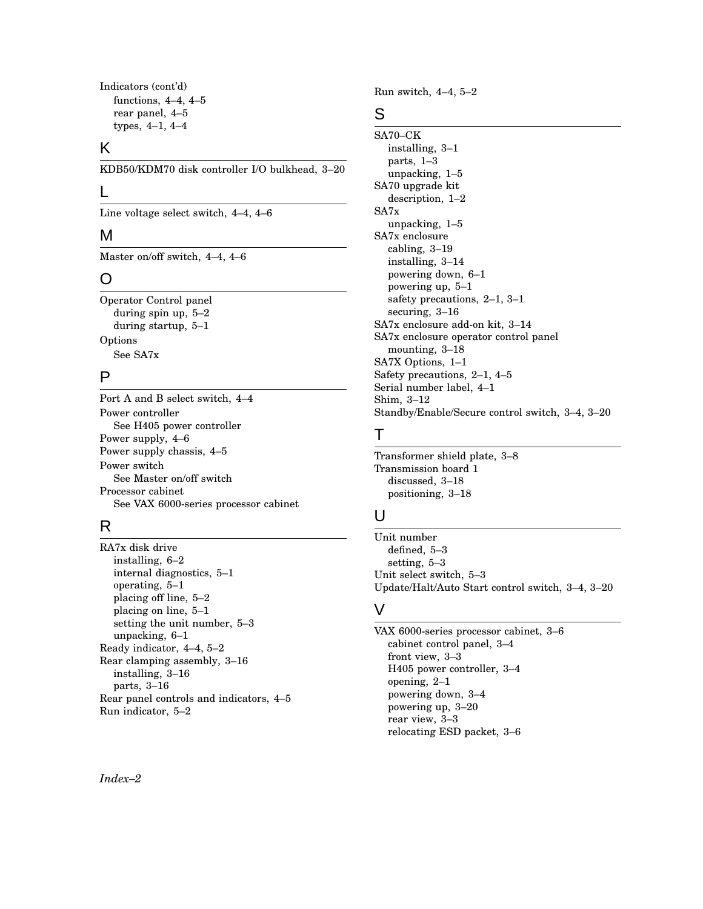Indicators (cont'd)
  functions, 4–4, 4–5
  rear panel, 4–5
  types, 4–1, 4–4

## K

KDB50/KDM70 disk controller I/O bulkhead, 3–20

## L

Line voltage select switch, 4–4, 4–6

## M

Master on/off switch, 4–4, 4–6

## O

Operator Control panel
  during spin up, 5–2
  during startup, 5–1
Options
  See SA7x

## P

Port A and B select switch, 4–4
Power controller
  See H405 power controller
Power supply, 4–6
Power supply chassis, 4–5
Power switch
  See Master on/off switch
Processor cabinet
  See VAX 6000-series processor cabinet

## R

RA7x disk drive
  installing, 6–2
  internal diagnostics, 5–1
  operating, 5–1
  placing off line, 5–2
  placing on line, 5–1
  setting the unit number, 5–3
  unpacking, 6–1
Ready indicator, 4–4, 5–2
Rear clamping assembly, 3–16
  installing, 3–16
  parts, 3–16
Rear panel controls and indicators, 4–5
Run indicator, 5–2
Run switch, 4–4, 5–2

## S

SA70–CK
  installing, 3–1
  parts, 1–3
  unpacking, 1–5
SA70 upgrade kit
  description, 1–2
SA7x
  unpacking, 1–5
SA7x enclosure
  cabling, 3–19
  installing, 3–14
  powering down, 6–1
  powering up, 5–1
  safety precautions, 2–1, 3–1
  securing, 3–16
SA7x enclosure add-on kit, 3–14
SA7x enclosure operator control panel
  mounting, 3–18
SA7X Options, 1–1
Safety precautions, 2–1, 4–5
Serial number label, 4–1
Shim, 3–12
Standby/Enable/Secure control switch, 3–4, 3–20

## T

Transformer shield plate, 3–8
Transmission board 1
  discussed, 3–18
  positioning, 3–18

## U

Unit number
  defined, 5–3
  setting, 5–3
Unit select switch, 5–3
Update/Halt/Auto Start control switch, 3–4, 3–20

## V

VAX 6000-series processor cabinet, 3–6
  cabinet control panel, 3–4
  front view, 3–3
  H405 power controller, 3–4
  opening, 2–1
  powering down, 3–4
  powering up, 3–20
  rear view, 3–3
  relocating ESD packet, 3–6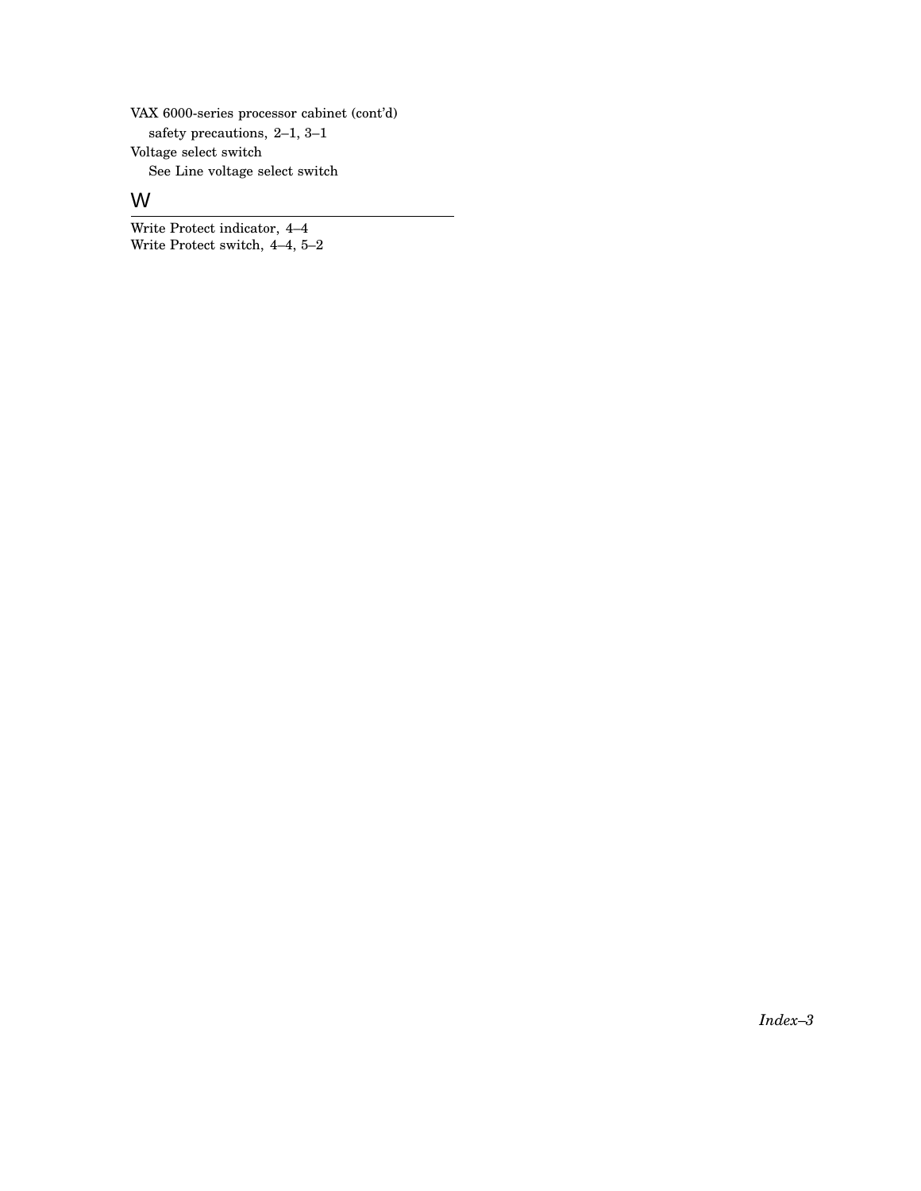VAX 6000-series processor cabinet (cont'd)
  safety precautions, 2–1, 3–1
Voltage select switch
  See Line voltage select switch

## W

Write Protect indicator, 4–4
Write Protect switch, 4–4, 5–2